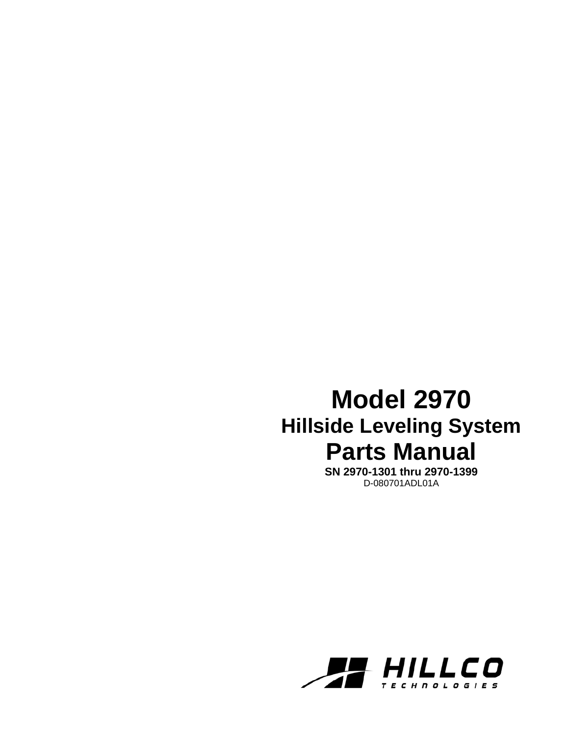# Model 2970

## Hillside Leveling System

# Parts Manual

**SN 2970-1301 thru 2970-1399**

D-080701ADL01A

HILLCO TECHNOLOGIES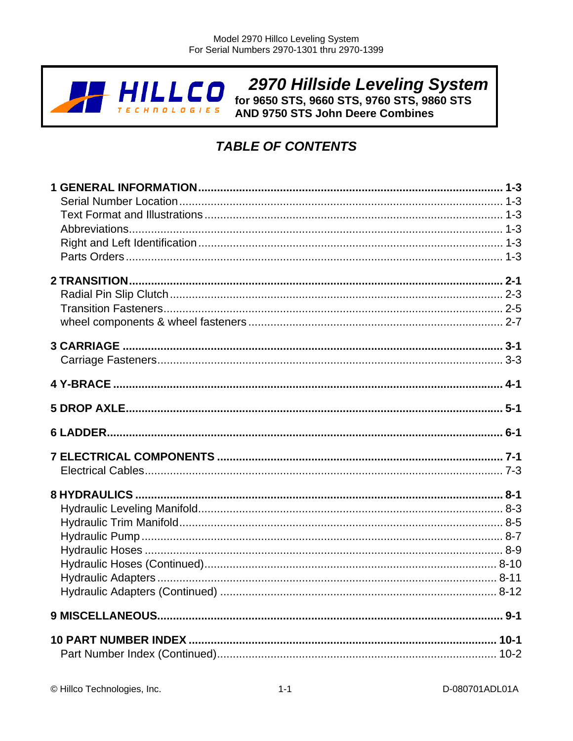# 2970 Hillside Leveling System

**for 9650 STS, 9660 STS, 9760 STS, 9860 STS AND 9750 STS John Deere Combines**

## *TABLE OF CONTENTS*

**1 GENERAL INFORMATION ........................................ 1-3**
- Serial Number Location ........................................ 1-3
- Text Format and Illustrations ........................................ 1-3
- Abbreviations ........................................ 1-3
- Right and Left Identification ........................................ 1-3
- Parts Orders ........................................ 1-3

**2 TRANSITION ........................................ 2-1**
- Radial Pin Slip Clutch ........................................ 2-3
- Transition Fasteners ........................................ 2-5
- wheel components & wheel fasteners ........................................ 2-7

**3 CARRIAGE ........................................ 3-1**
- Carriage Fasteners ........................................ 3-3

**4 Y-BRACE ........................................ 4-1**

**5 DROP AXLE ........................................ 5-1**

**6 LADDER ........................................ 6-1**

**7 ELECTRICAL COMPONENTS ........................................ 7-1**
- Electrical Cables ........................................ 7-3

**8 HYDRAULICS ........................................ 8-1**
- Hydraulic Leveling Manifold ........................................ 8-3
- Hydraulic Trim Manifold ........................................ 8-5
- Hydraulic Pump ........................................ 8-7
- Hydraulic Hoses ........................................ 8-9
- Hydraulic Hoses (Continued) ........................................ 8-10
- Hydraulic Adapters ........................................ 8-11
- Hydraulic Adapters (Continued) ........................................ 8-12

**9 MISCELLANEOUS ........................................ 9-1**

**10 PART NUMBER INDEX ........................................ 10-1**
- Part Number Index (Continued) ........................................ 10-2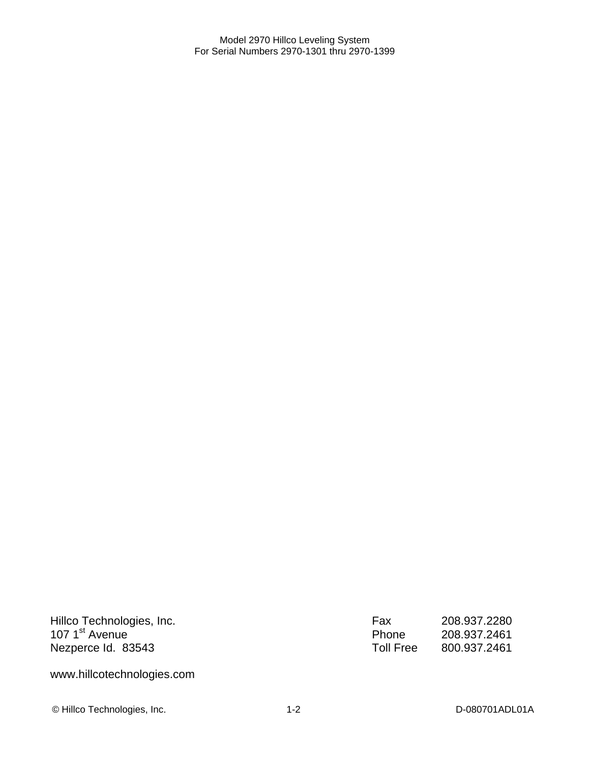Hillco Technologies, Inc.
107 1st Avenue
Nezperce Id. 83543

| | |
|---|---|
| Fax | 208.937.2280 |
| Phone | 208.937.2461 |
| Toll Free | 800.937.2461 |

www.hillcotechnologies.com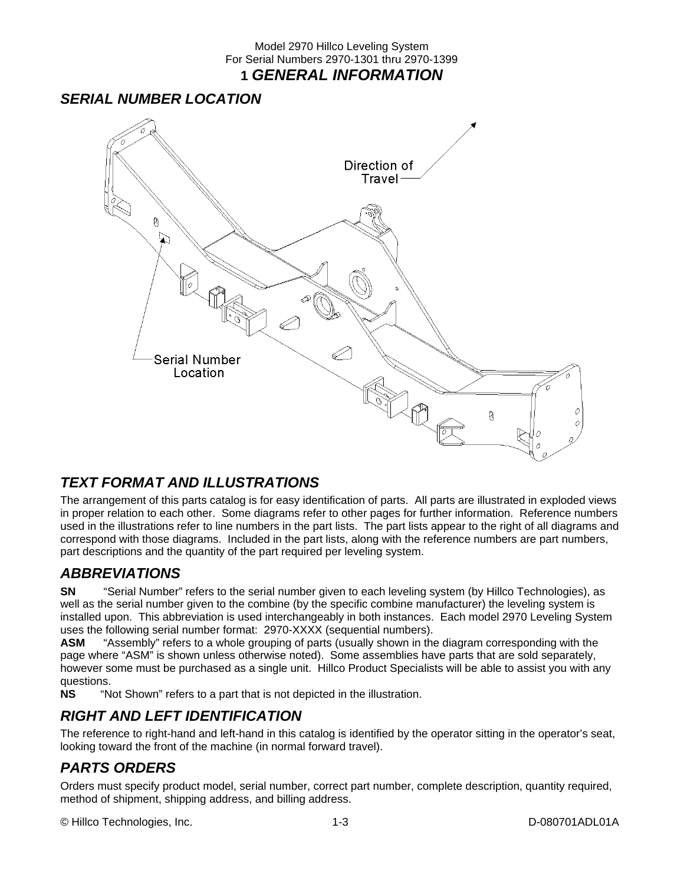# 1 GENERAL INFORMATION

## SERIAL NUMBER LOCATION

Direction of Travel

Serial Number Location

## TEXT FORMAT AND ILLUSTRATIONS

The arrangement of this parts catalog is for easy identification of parts. All parts are illustrated in exploded views in proper relation to each other. Some diagrams refer to other pages for further information. Reference numbers used in the illustrations refer to line numbers in the part lists. The part lists appear to the right of all diagrams and correspond with those diagrams. Included in the part lists, along with the reference numbers are part numbers, part descriptions and the quantity of the part required per leveling system.

## ABBREVIATIONS

**SN** "Serial Number" refers to the serial number given to each leveling system (by Hillco Technologies), as well as the serial number given to the combine (by the specific combine manufacturer) the leveling system is installed upon. This abbreviation is used interchangeably in both instances. Each model 2970 Leveling System uses the following serial number format: 2970-XXXX (sequential numbers).

**ASM** "Assembly" refers to a whole grouping of parts (usually shown in the diagram corresponding with the page where "ASM" is shown unless otherwise noted). Some assemblies have parts that are sold separately, however some must be purchased as a single unit. Hillco Product Specialists will be able to assist you with any questions.

**NS** "Not Shown" refers to a part that is not depicted in the illustration.

## RIGHT AND LEFT IDENTIFICATION

The reference to right-hand and left-hand in this catalog is identified by the operator sitting in the operator's seat, looking toward the front of the machine (in normal forward travel).

## PARTS ORDERS

Orders must specify product model, serial number, correct part number, complete description, quantity required, method of shipment, shipping address, and billing address.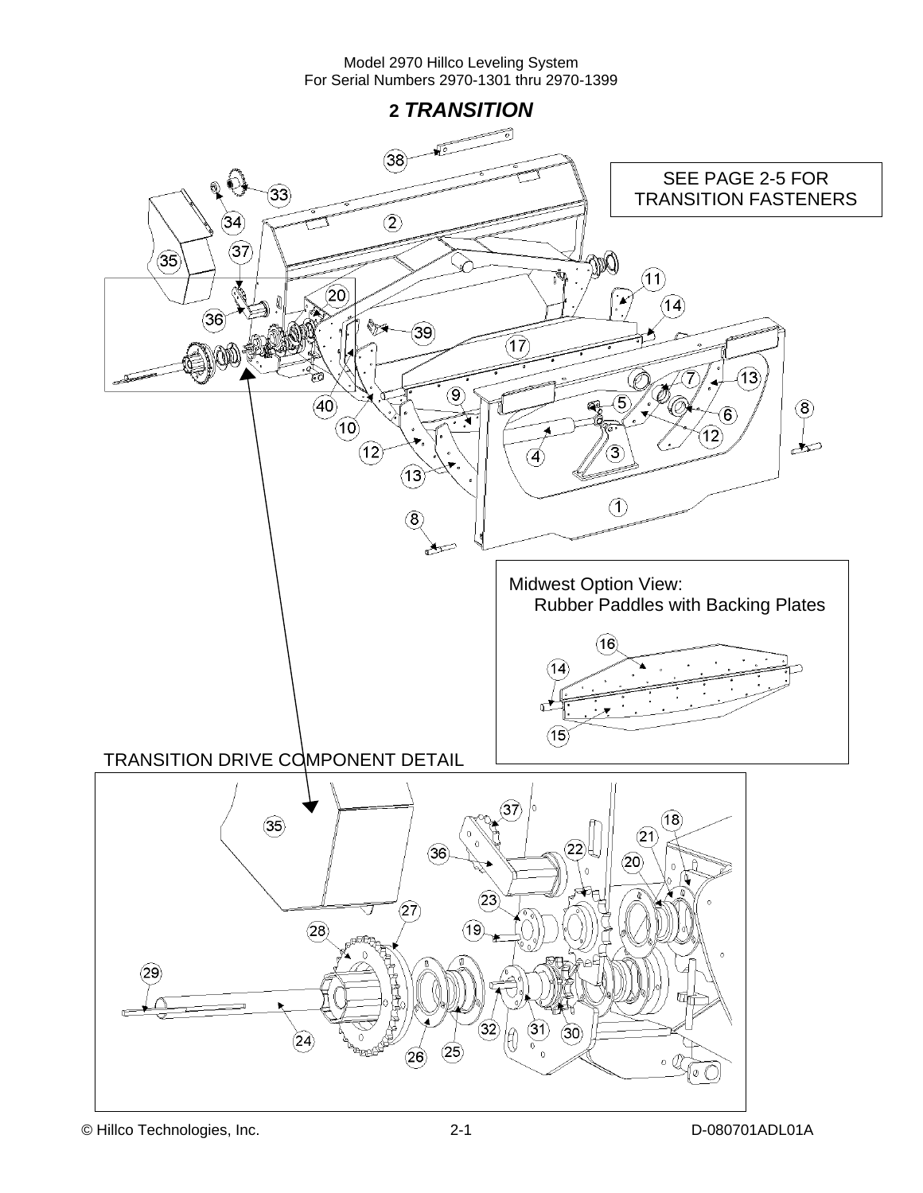## 2 *TRANSITION*

SEE PAGE 2-5 FOR TRANSITION FASTENERS

Midwest Option View:
Rubber Paddles with Backing Plates

TRANSITION DRIVE COMPONENT DETAIL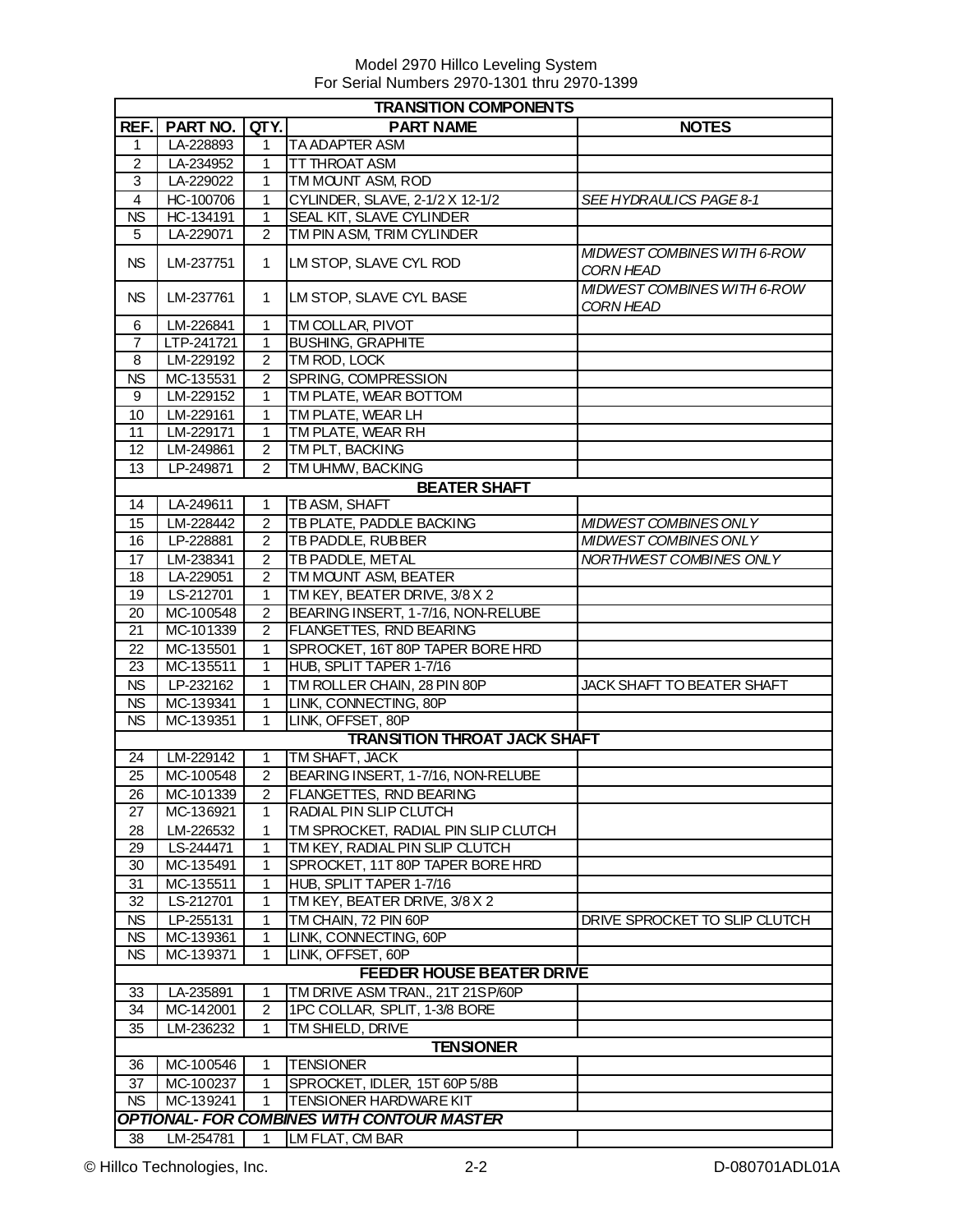Model 2970 Hillco Leveling System
For Serial Numbers 2970-1301 thru 2970-1399

| REF. | PART NO. | QTY. | PART NAME | NOTES |
|---|---|---|---|---|
| **TRANSITION COMPONENTS** | | | | |
| 1 | LA-228893 | 1 | TA ADAPTER ASM | |
| 2 | LA-234952 | 1 | TT THROAT ASM | |
| 3 | LA-229022 | 1 | TM MOUNT ASM, ROD | |
| 4 | HC-100706 | 1 | CYLINDER, SLAVE, 2-1/2 X 12-1/2 | *SEE HYDRAULICS PAGE 8-1* |
| NS | HC-134191 | 1 | SEAL KIT, SLAVE CYLINDER | |
| 5 | LA-229071 | 2 | TM PIN ASM, TRIM CYLINDER | |
| NS | LM-237751 | 1 | LM STOP, SLAVE CYL ROD | *MIDWEST COMBINES WITH 6-ROW CORN HEAD* |
| NS | LM-237761 | 1 | LM STOP, SLAVE CYL BASE | *MIDWEST COMBINES WITH 6-ROW CORN HEAD* |
| 6 | LM-226841 | 1 | TM COLLAR, PIVOT | |
| 7 | LTP-241721 | 1 | BUSHING, GRAPHITE | |
| 8 | LM-229192 | 2 | TM ROD, LOCK | |
| NS | MC-135531 | 2 | SPRING, COMPRESSION | |
| 9 | LM-229152 | 1 | TM PLATE, WEAR BOTTOM | |
| 10 | LM-229161 | 1 | TM PLATE, WEAR LH | |
| 11 | LM-229171 | 1 | TM PLATE, WEAR RH | |
| 12 | LM-249861 | 2 | TM PLT, BACKING | |
| 13 | LP-249871 | 2 | TM UHMW, BACKING | |
| **BEATER SHAFT** | | | | |
| 14 | LA-249611 | 1 | TB ASM, SHAFT | |
| 15 | LM-228442 | 2 | TB PLATE, PADDLE BACKING | *MIDWEST COMBINES ONLY* |
| 16 | LP-228881 | 2 | TB PADDLE, RUBBER | *MIDWEST COMBINES ONLY* |
| 17 | LM-238341 | 2 | TB PADDLE, METAL | *NORTHWEST COMBINES ONLY* |
| 18 | LA-229051 | 2 | TM MOUNT ASM, BEATER | |
| 19 | LS-212701 | 1 | TM KEY, BEATER DRIVE, 3/8 X 2 | |
| 20 | MC-100548 | 2 | BEARING INSERT, 1-7/16, NON-RELUBE | |
| 21 | MC-101339 | 2 | FLANGETTES, RND BEARING | |
| 22 | MC-135501 | 1 | SPROCKET, 16T 80P TAPER BORE HRD | |
| 23 | MC-135511 | 1 | HUB, SPLIT TAPER 1-7/16 | |
| NS | LP-232162 | 1 | TM ROLLER CHAIN, 28 PIN 80P | JACK SHAFT TO BEATER SHAFT |
| NS | MC-139341 | 1 | LINK, CONNECTING, 80P | |
| NS | MC-139351 | 1 | LINK, OFFSET, 80P | |
| **TRANSITION THROAT JACK SHAFT** | | | | |
| 24 | LM-229142 | 1 | TM SHAFT, JACK | |
| 25 | MC-100548 | 2 | BEARING INSERT, 1-7/16, NON-RELUBE | |
| 26 | MC-101339 | 2 | FLANGETTES, RND BEARING | |
| 27 | MC-136921 | 1 | RADIAL PIN SLIP CLUTCH | |
| 28 | LM-226532 | 1 | TM SPROCKET, RADIAL PIN SLIP CLUTCH | |
| 29 | LS-244471 | 1 | TM KEY, RADIAL PIN SLIP CLUTCH | |
| 30 | MC-135491 | 1 | SPROCKET, 11T 80P TAPER BORE HRD | |
| 31 | MC-135511 | 1 | HUB, SPLIT TAPER 1-7/16 | |
| 32 | LS-212701 | 1 | TM KEY, BEATER DRIVE, 3/8 X 2 | |
| NS | LP-255131 | 1 | TM CHAIN, 72 PIN 60P | DRIVE SPROCKET TO SLIP CLUTCH |
| NS | MC-139361 | 1 | LINK, CONNECTING, 60P | |
| NS | MC-139371 | 1 | LINK, OFFSET, 60P | |
| **FEEDER HOUSE BEATER DRIVE** | | | | |
| 33 | LA-235891 | 1 | TM DRIVE ASM TRAN., 21T 21SP/60P | |
| 34 | MC-142001 | 2 | 1PC COLLAR, SPLIT, 1-3/8 BORE | |
| 35 | LM-236232 | 1 | TM SHIELD, DRIVE | |
| **TENSIONER** | | | | |
| 36 | MC-100546 | 1 | TENSIONER | |
| 37 | MC-100237 | 1 | SPROCKET, IDLER, 15T 60P 5/8B | |
| NS | MC-139241 | 1 | TENSIONER HARDWARE KIT | |
| ***OPTIONAL- FOR COMBINES WITH CONTOUR MASTER*** | | | | |
| 38 | LM-254781 | 1 | LM FLAT, CM BAR | |

© Hillco Technologies, Inc. D-080701ADL01A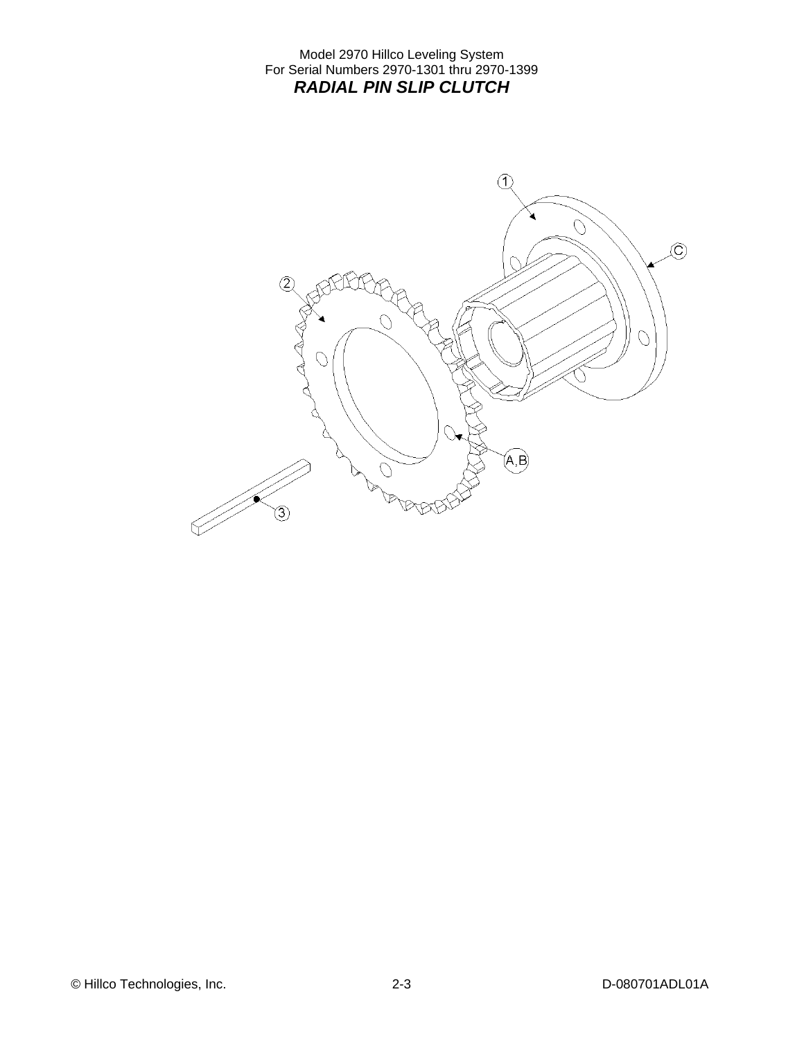Model 2970 Hillco Leveling System
For Serial Numbers 2970-1301 thru 2970-1399

## *RADIAL PIN SLIP CLUTCH*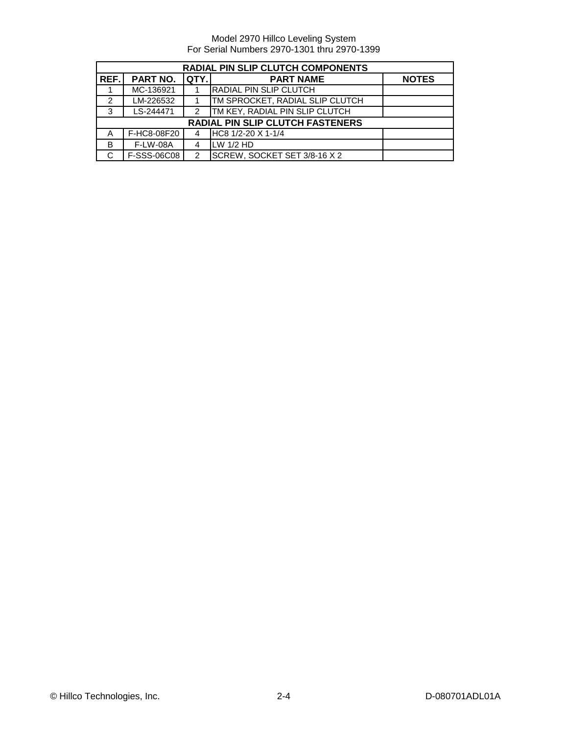Model 2970 Hillco Leveling System
For Serial Numbers 2970-1301 thru 2970-1399

| RADIAL PIN SLIP CLUTCH COMPONENTS | | | | |
|---|---|---|---|---|
| REF. | PART NO. | QTY. | PART NAME | NOTES |
| 1 | MC-136921 | 1 | RADIAL PIN SLIP CLUTCH | |
| 2 | LM-226532 | 1 | TM SPROCKET, RADIAL SLIP CLUTCH | |
| 3 | LS-244471 | 2 | TM KEY, RADIAL PIN SLIP CLUTCH | |
| RADIAL PIN SLIP CLUTCH FASTENERS | | | | |
| A | F-HC8-08F20 | 4 | HC8 1/2-20 X 1-1/4 | |
| B | F-LW-08A | 4 | LW 1/2 HD | |
| C | F-SSS-06C08 | 2 | SCREW, SOCKET SET 3/8-16 X 2 | |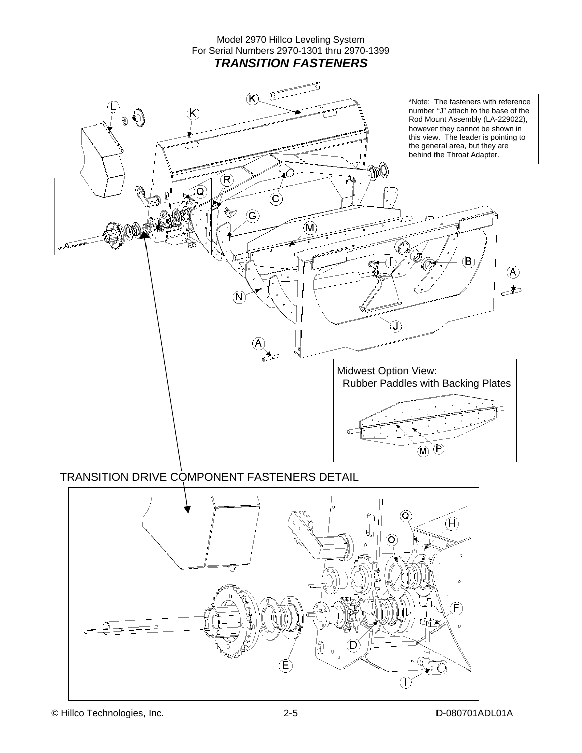Model 2970 Hillco Leveling System
For Serial Numbers 2970-1301 thru 2970-1399

## *TRANSITION FASTENERS*

*Note: The fasteners with reference number "J" attach to the base of the Rod Mount Assembly (LA-229022), however they cannot be shown in this view. The leader is pointing to the general area, but they are behind the Throat Adapter.

K

L

K

R

Q

C

G

M

I

B

A

N

J

A

Midwest Option View:
Rubber Paddles with Backing Plates

M P

TRANSITION DRIVE COMPONENT FASTENERS DETAIL

Q

H

O

F

D

E

I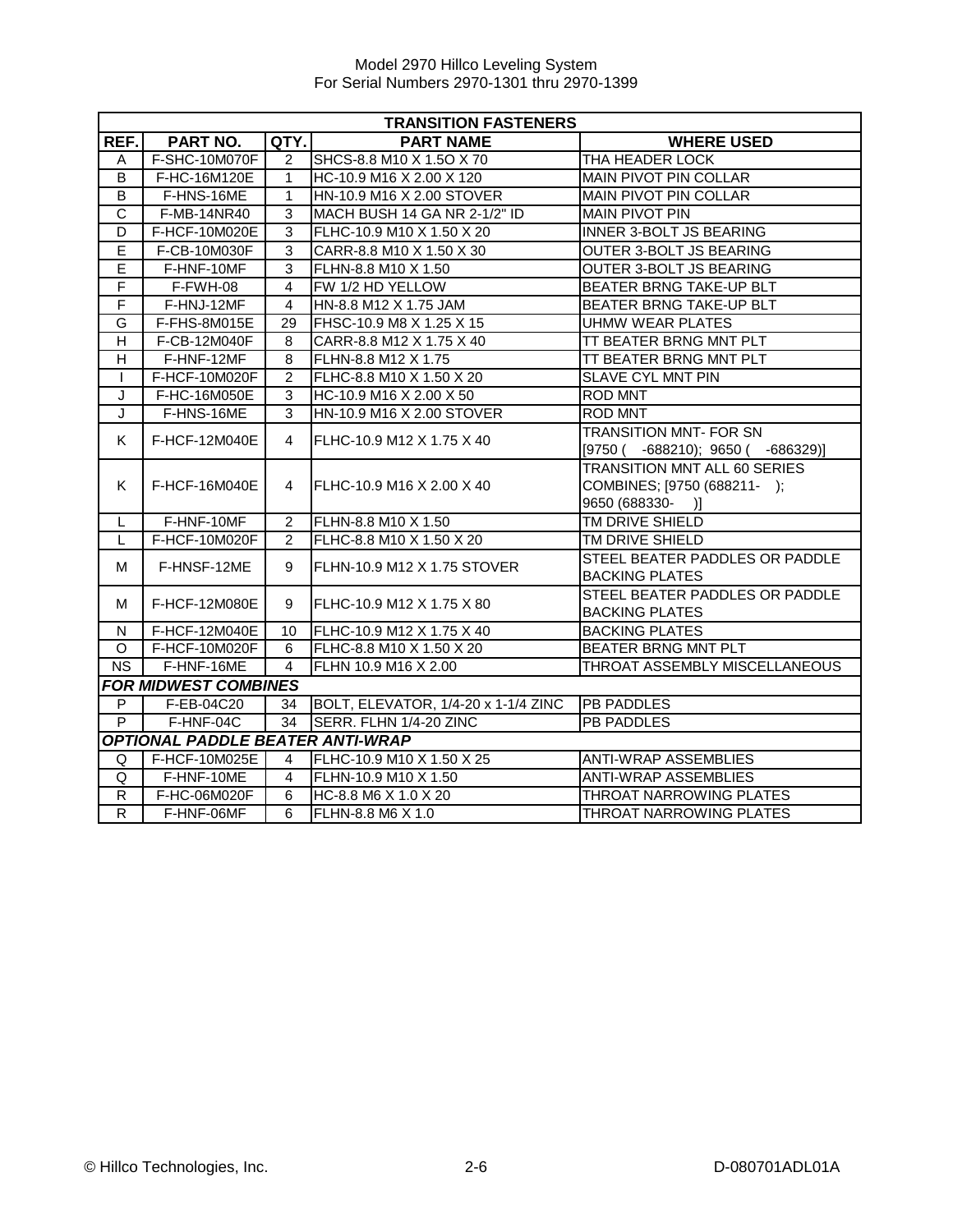| TRANSITION FASTENERS | | | | |
|---|---|---|---|---|
| REF. | PART NO. | QTY. | PART NAME | WHERE USED |
| A | F-SHC-10M070F | 2 | SHCS-8.8 M10 X 1.5O X 70 | THA HEADER LOCK |
| B | F-HC-16M120E | 1 | HC-10.9 M16 X 2.00 X 120 | MAIN PIVOT PIN COLLAR |
| B | F-HNS-16ME | 1 | HN-10.9 M16 X 2.00 STOVER | MAIN PIVOT PIN COLLAR |
| C | F-MB-14NR40 | 3 | MACH BUSH 14 GA NR 2-1/2" ID | MAIN PIVOT PIN |
| D | F-HCF-10M020E | 3 | FLHC-10.9 M10 X 1.50 X 20 | INNER 3-BOLT JS BEARING |
| E | F-CB-10M030F | 3 | CARR-8.8 M10 X 1.50 X 30 | OUTER 3-BOLT JS BEARING |
| E | F-HNF-10MF | 3 | FLHN-8.8 M10 X 1.50 | OUTER 3-BOLT JS BEARING |
| F | F-FWH-08 | 4 | FW 1/2 HD YELLOW | BEATER BRNG TAKE-UP BLT |
| F | F-HNJ-12MF | 4 | HN-8.8 M12 X 1.75 JAM | BEATER BRNG TAKE-UP BLT |
| G | F-FHS-8M015E | 29 | FHSC-10.9 M8 X 1.25 X 15 | UHMW WEAR PLATES |
| H | F-CB-12M040F | 8 | CARR-8.8 M12 X 1.75 X 40 | TT BEATER BRNG MNT PLT |
| H | F-HNF-12MF | 8 | FLHN-8.8 M12 X 1.75 | TT BEATER BRNG MNT PLT |
| I | F-HCF-10M020F | 2 | FLHC-8.8 M10 X 1.50 X 20 | SLAVE CYL MNT PIN |
| J | F-HC-16M050E | 3 | HC-10.9 M16 X 2.00 X 50 | ROD MNT |
| J | F-HNS-16ME | 3 | HN-10.9 M16 X 2.00 STOVER | ROD MNT |
| K | F-HCF-12M040E | 4 | FLHC-10.9 M12 X 1.75 X 40 | TRANSITION MNT- FOR SN [9750 ( -688210); 9650 ( -686329)] |
| K | F-HCF-16M040E | 4 | FLHC-10.9 M16 X 2.00 X 40 | TRANSITION MNT ALL 60 SERIES COMBINES; [9750 (688211- ); 9650 (688330- )] |
| L | F-HNF-10MF | 2 | FLHN-8.8 M10 X 1.50 | TM DRIVE SHIELD |
| L | F-HCF-10M020F | 2 | FLHC-8.8 M10 X 1.50 X 20 | TM DRIVE SHIELD |
| M | F-HNSF-12ME | 9 | FLHN-10.9 M12 X 1.75 STOVER | STEEL BEATER PADDLES OR PADDLE BACKING PLATES |
| M | F-HCF-12M080E | 9 | FLHC-10.9 M12 X 1.75 X 80 | STEEL BEATER PADDLES OR PADDLE BACKING PLATES |
| N | F-HCF-12M040E | 10 | FLHC-10.9 M12 X 1.75 X 40 | BACKING PLATES |
| O | F-HCF-10M020F | 6 | FLHC-8.8 M10 X 1.50 X 20 | BEATER BRNG MNT PLT |
| NS | F-HNF-16ME | 4 | FLHN 10.9 M16 X 2.00 | THROAT ASSEMBLY MISCELLANEOUS |
| ***FOR MIDWEST COMBINES*** | | | | |
| P | F-EB-04C20 | 34 | BOLT, ELEVATOR, 1/4-20 x 1-1/4 ZINC | PB PADDLES |
| P | F-HNF-04C | 34 | SERR. FLHN 1/4-20 ZINC | PB PADDLES |
| ***OPTIONAL PADDLE BEATER ANTI-WRAP*** | | | | |
| Q | F-HCF-10M025E | 4 | FLHC-10.9 M10 X 1.50 X 25 | ANTI-WRAP ASSEMBLIES |
| Q | F-HNF-10ME | 4 | FLHN-10.9 M10 X 1.50 | ANTI-WRAP ASSEMBLIES |
| R | F-HC-06M020F | 6 | HC-8.8 M6 X 1.0 X 20 | THROAT NARROWING PLATES |
| R | F-HNF-06MF | 6 | FLHN-8.8 M6 X 1.0 | THROAT NARROWING PLATES |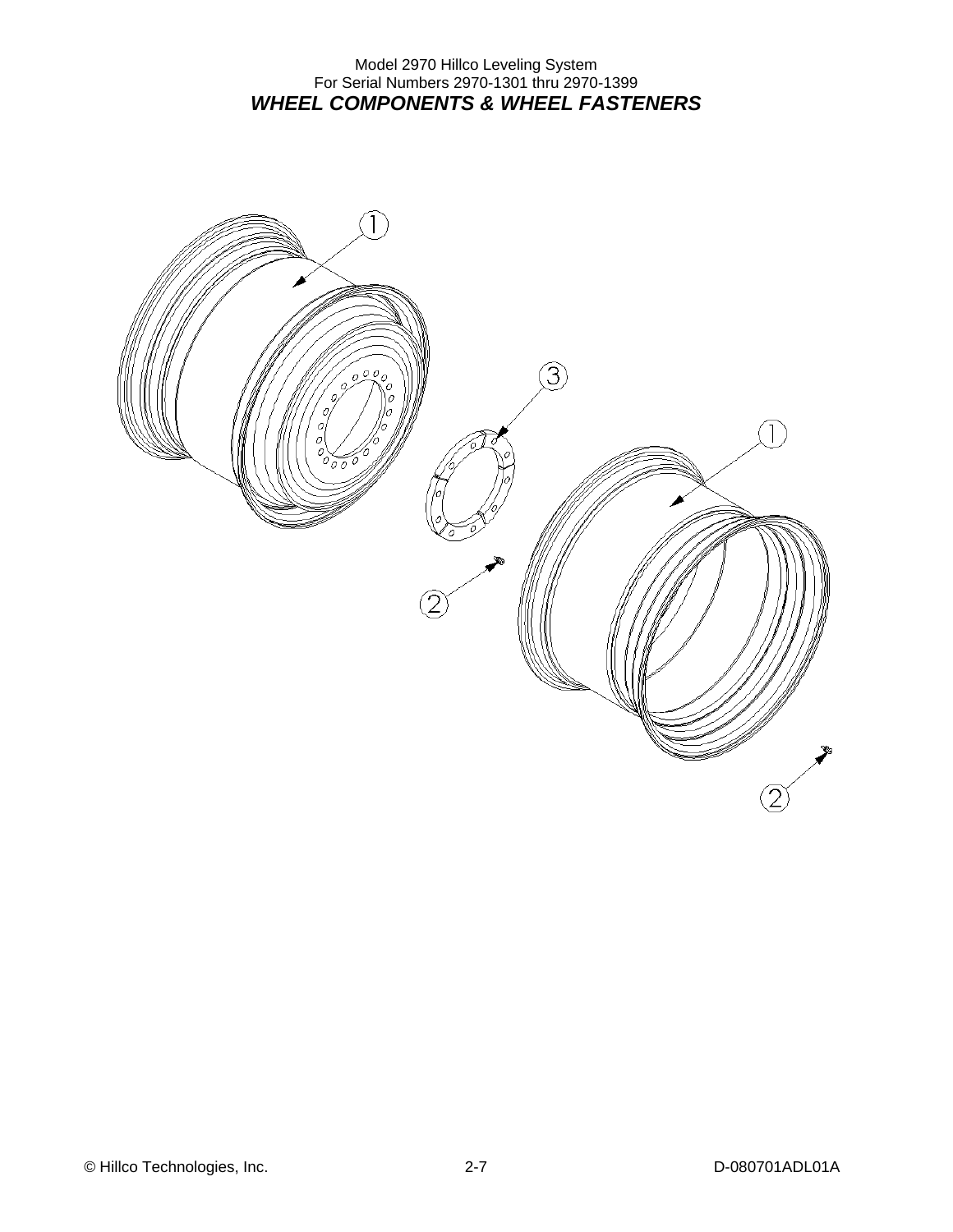Model 2970 Hillco Leveling System
For Serial Numbers 2970-1301 thru 2970-1399

## *WHEEL COMPONENTS & WHEEL FASTENERS*

1

3

1

2

2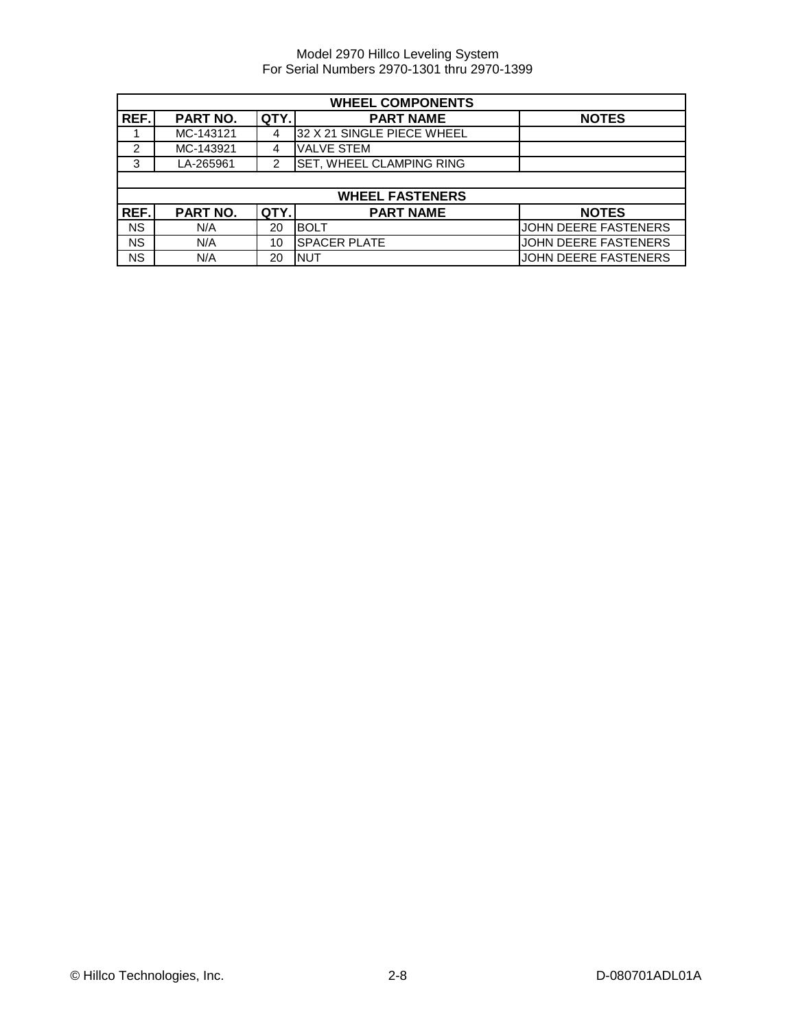| WHEEL COMPONENTS | | | | |
|---|---|---|---|---|
| REF. | PART NO. | QTY. | PART NAME | NOTES |
| 1 | MC-143121 | 4 | 32 X 21 SINGLE PIECE WHEEL | |
| 2 | MC-143921 | 4 | VALVE STEM | |
| 3 | LA-265961 | 2 | SET, WHEEL CLAMPING RING | |

| WHEEL FASTENERS | | | | |
|---|---|---|---|---|
| REF. | PART NO. | QTY. | PART NAME | NOTES |
| NS | N/A | 20 | BOLT | JOHN DEERE FASTENERS |
| NS | N/A | 10 | SPACER PLATE | JOHN DEERE FASTENERS |
| NS | N/A | 20 | NUT | JOHN DEERE FASTENERS |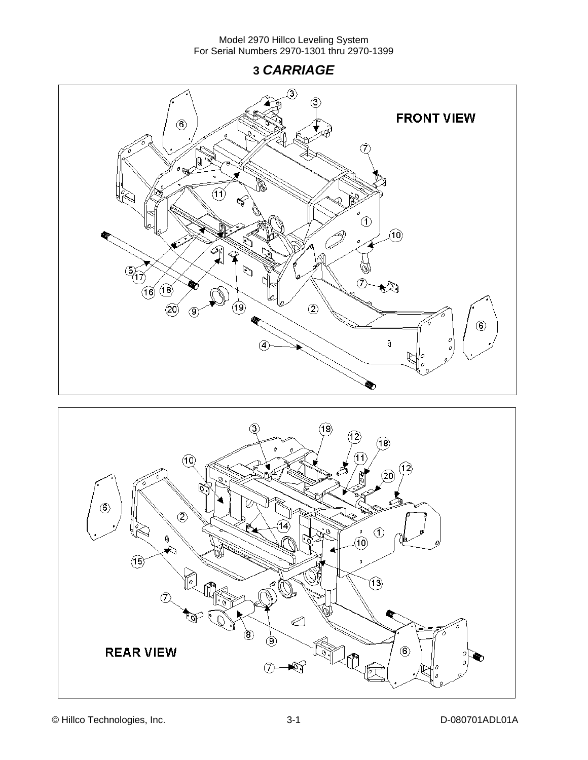# 3 *CARRIAGE*

FRONT VIEW

REAR VIEW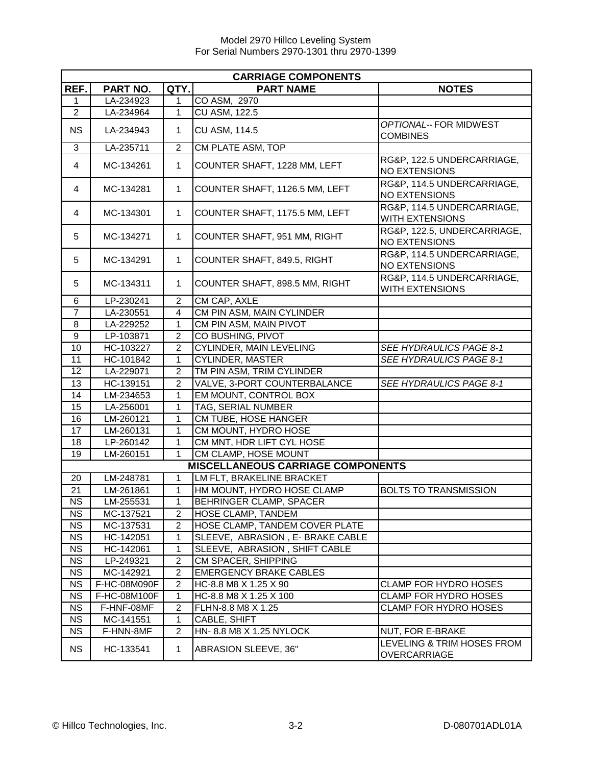| CARRIAGE COMPONENTS | | | | |
|---|---|---|---|---|
| **REF.** | **PART NO.** | **QTY.** | **PART NAME** | **NOTES** |
| 1 | LA-234923 | 1 | CO ASM, 2970 | |
| 2 | LA-234964 | 1 | CU ASM, 122.5 | |
| NS | LA-234943 | 1 | CU ASM, 114.5 | *OPTIONAL*-- FOR MIDWEST COMBINES |
| 3 | LA-235711 | 2 | CM PLATE ASM, TOP | |
| 4 | MC-134261 | 1 | COUNTER SHAFT, 1228 MM, LEFT | RG&P, 122.5 UNDERCARRIAGE, NO EXTENSIONS |
| 4 | MC-134281 | 1 | COUNTER SHAFT, 1126.5 MM, LEFT | RG&P, 114.5 UNDERCARRIAGE, NO EXTENSIONS |
| 4 | MC-134301 | 1 | COUNTER SHAFT, 1175.5 MM, LEFT | RG&P, 114.5 UNDERCARRIAGE, WITH EXTENSIONS |
| 5 | MC-134271 | 1 | COUNTER SHAFT, 951 MM, RIGHT | RG&P, 122.5, UNDERCARRIAGE, NO EXTENSIONS |
| 5 | MC-134291 | 1 | COUNTER SHAFT, 849.5, RIGHT | RG&P, 114.5 UNDERCARRIAGE, NO EXTENSIONS |
| 5 | MC-134311 | 1 | COUNTER SHAFT, 898.5 MM, RIGHT | RG&P, 114.5 UNDERCARRIAGE, WITH EXTENSIONS |
| 6 | LP-230241 | 2 | CM CAP, AXLE | |
| 7 | LA-230551 | 4 | CM PIN ASM, MAIN CYLINDER | |
| 8 | LA-229252 | 1 | CM PIN ASM, MAIN PIVOT | |
| 9 | LP-103871 | 2 | CO BUSHING, PIVOT | |
| 10 | HC-103227 | 2 | CYLINDER, MAIN LEVELING | *SEE HYDRAULICS PAGE 8-1* |
| 11 | HC-101842 | 1 | CYLINDER, MASTER | *SEE HYDRAULICS PAGE 8-1* |
| 12 | LA-229071 | 2 | TM PIN ASM, TRIM CYLINDER | |
| 13 | HC-139151 | 2 | VALVE, 3-PORT COUNTERBALANCE | *SEE HYDRAULICS PAGE 8-1* |
| 14 | LM-234653 | 1 | EM MOUNT, CONTROL BOX | |
| 15 | LA-256001 | 1 | TAG, SERIAL NUMBER | |
| 16 | LM-260121 | 1 | CM TUBE, HOSE HANGER | |
| 17 | LM-260131 | 1 | CM MOUNT, HYDRO HOSE | |
| 18 | LP-260142 | 1 | CM MNT, HDR LIFT CYL HOSE | |
| 19 | LM-260151 | 1 | CM CLAMP, HOSE MOUNT | |
| **MISCELLANEOUS CARRIAGE COMPONENTS** | | | | |
| 20 | LM-248781 | 1 | LM FLT, BRAKELINE BRACKET | |
| 21 | LM-261861 | 1 | HM MOUNT, HYDRO HOSE CLAMP | BOLTS TO TRANSMISSION |
| NS | LM-255531 | 1 | BEHRINGER CLAMP, SPACER | |
| NS | MC-137521 | 2 | HOSE CLAMP, TANDEM | |
| NS | MC-137531 | 2 | HOSE CLAMP, TANDEM COVER PLATE | |
| NS | HC-142051 | 1 | SLEEVE, ABRASION , E- BRAKE CABLE | |
| NS | HC-142061 | 1 | SLEEVE, ABRASION , SHIFT CABLE | |
| NS | LP-249321 | 2 | CM SPACER, SHIPPING | |
| NS | MC-142921 | 2 | EMERGENCY BRAKE CABLES | |
| NS | F-HC-08M090F | 2 | HC-8.8 M8 X 1.25 X 90 | CLAMP FOR HYDRO HOSES |
| NS | F-HC-08M100F | 1 | HC-8.8 M8 X 1.25 X 100 | CLAMP FOR HYDRO HOSES |
| NS | F-HNF-08MF | 2 | FLHN-8.8 M8 X 1.25 | CLAMP FOR HYDRO HOSES |
| NS | MC-141551 | 1 | CABLE, SHIFT | |
| NS | F-HNN-8MF | 2 | HN- 8.8 M8 X 1.25 NYLOCK | NUT, FOR E-BRAKE |
| NS | HC-133541 | 1 | ABRASION SLEEVE, 36" | LEVELING & TRIM HOSES FROM OVERCARRIAGE |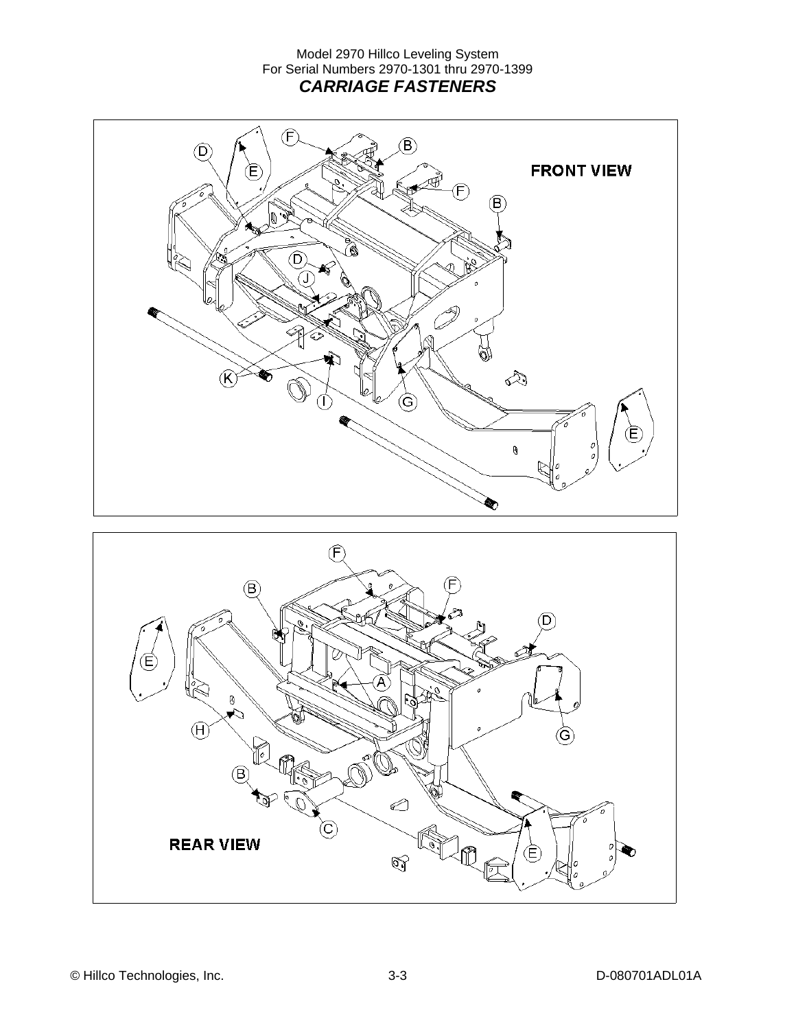Model 2970 Hillco Leveling System
For Serial Numbers 2970-1301 thru 2970-1399

## *CARRIAGE FASTENERS*

FRONT VIEW

REAR VIEW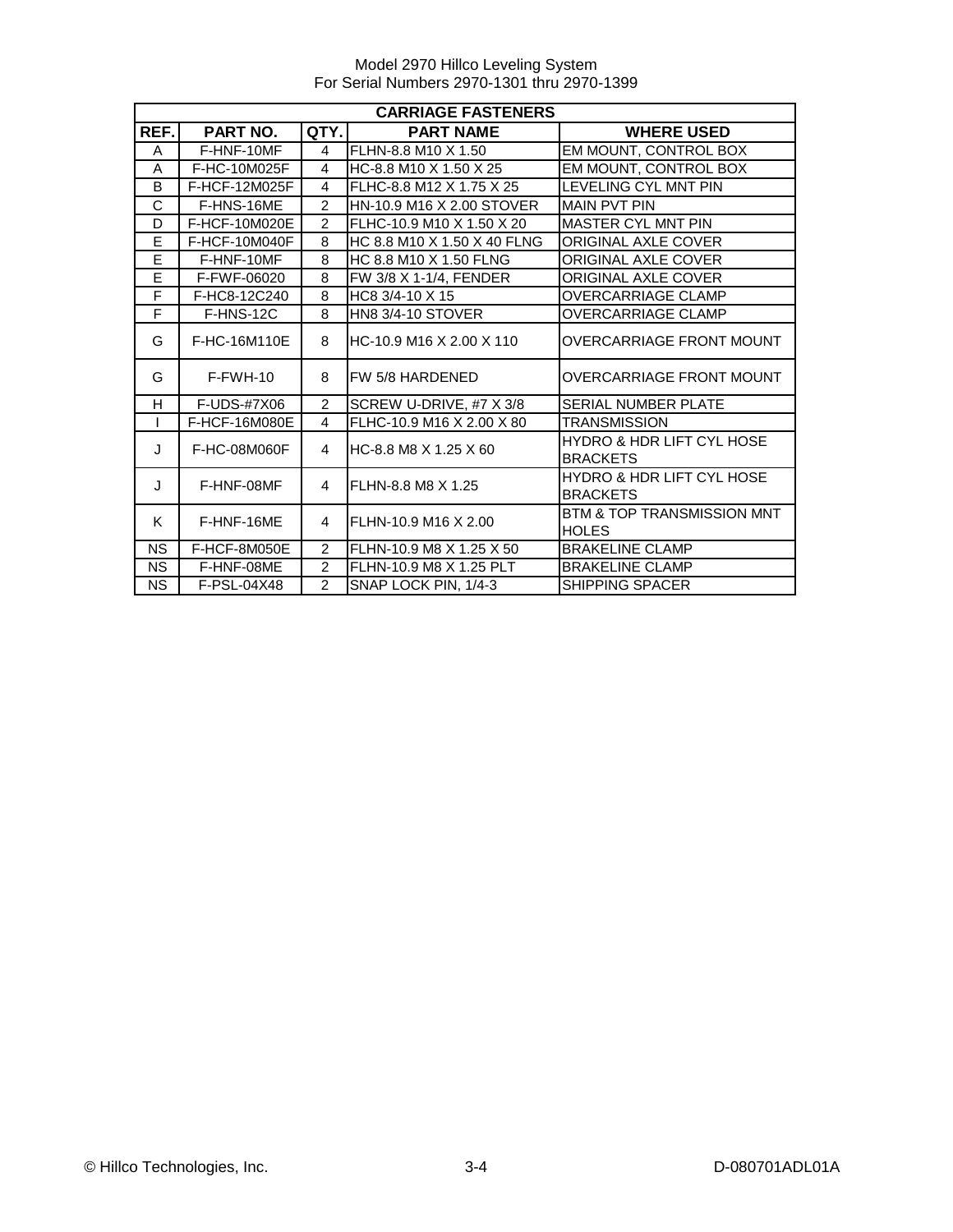Model 2970 Hillco Leveling System
For Serial Numbers 2970-1301 thru 2970-1399

| CARRIAGE FASTENERS | | | | |
|---|---|---|---|---|
| **REF.** | **PART NO.** | **QTY.** | **PART NAME** | **WHERE USED** |
| A | F-HNF-10MF | 4 | FLHN-8.8 M10 X 1.50 | EM MOUNT, CONTROL BOX |
| A | F-HC-10M025F | 4 | HC-8.8 M10 X 1.50 X 25 | EM MOUNT, CONTROL BOX |
| B | F-HCF-12M025F | 4 | FLHC-8.8 M12 X 1.75 X 25 | LEVELING CYL MNT PIN |
| C | F-HNS-16ME | 2 | HN-10.9 M16 X 2.00 STOVER | MAIN PVT PIN |
| D | F-HCF-10M020E | 2 | FLHC-10.9 M10 X 1.50 X 20 | MASTER CYL MNT PIN |
| E | F-HCF-10M040F | 8 | HC 8.8 M10 X 1.50 X 40 FLNG | ORIGINAL AXLE COVER |
| E | F-HNF-10MF | 8 | HC 8.8 M10 X 1.50 FLNG | ORIGINAL AXLE COVER |
| E | F-FWF-06020 | 8 | FW 3/8 X 1-1/4, FENDER | ORIGINAL AXLE COVER |
| F | F-HC8-12C240 | 8 | HC8 3/4-10 X 15 | OVERCARRIAGE CLAMP |
| F | F-HNS-12C | 8 | HN8 3/4-10 STOVER | OVERCARRIAGE CLAMP |
| G | F-HC-16M110E | 8 | HC-10.9 M16 X 2.00 X 110 | OVERCARRIAGE FRONT MOUNT |
| G | F-FWH-10 | 8 | FW 5/8 HARDENED | OVERCARRIAGE FRONT MOUNT |
| H | F-UDS-#7X06 | 2 | SCREW U-DRIVE, #7 X 3/8 | SERIAL NUMBER PLATE |
| I | F-HCF-16M080E | 4 | FLHC-10.9 M16 X 2.00 X 80 | TRANSMISSION |
| J | F-HC-08M060F | 4 | HC-8.8 M8 X 1.25 X 60 | HYDRO & HDR LIFT CYL HOSE BRACKETS |
| J | F-HNF-08MF | 4 | FLHN-8.8 M8 X 1.25 | HYDRO & HDR LIFT CYL HOSE BRACKETS |
| K | F-HNF-16ME | 4 | FLHN-10.9 M16 X 2.00 | BTM & TOP TRANSMISSION MNT HOLES |
| NS | F-HCF-8M050E | 2 | FLHN-10.9 M8 X 1.25 X 50 | BRAKELINE CLAMP |
| NS | F-HNF-08ME | 2 | FLHN-10.9 M8 X 1.25 PLT | BRAKELINE CLAMP |
| NS | F-PSL-04X48 | 2 | SNAP LOCK PIN, 1/4-3 | SHIPPING SPACER |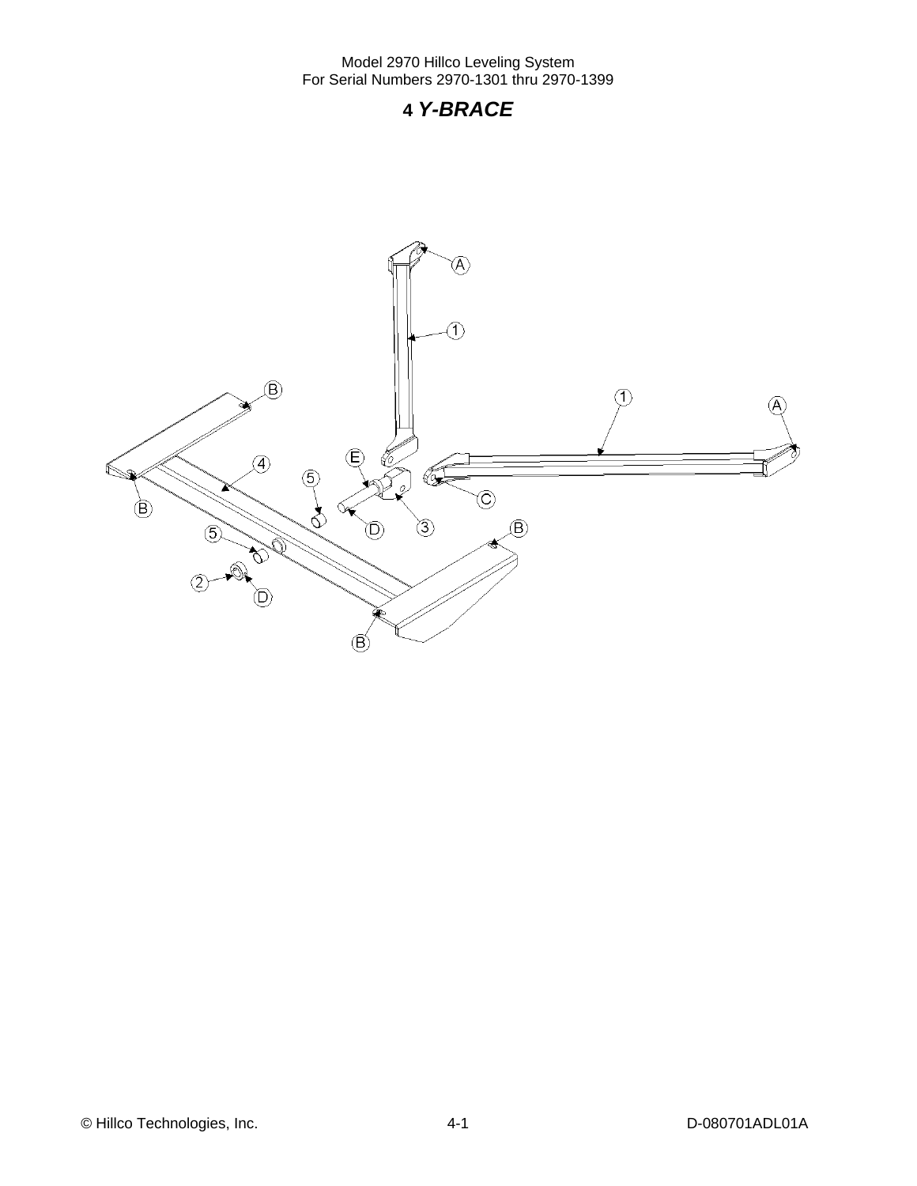# 4 *Y-BRACE*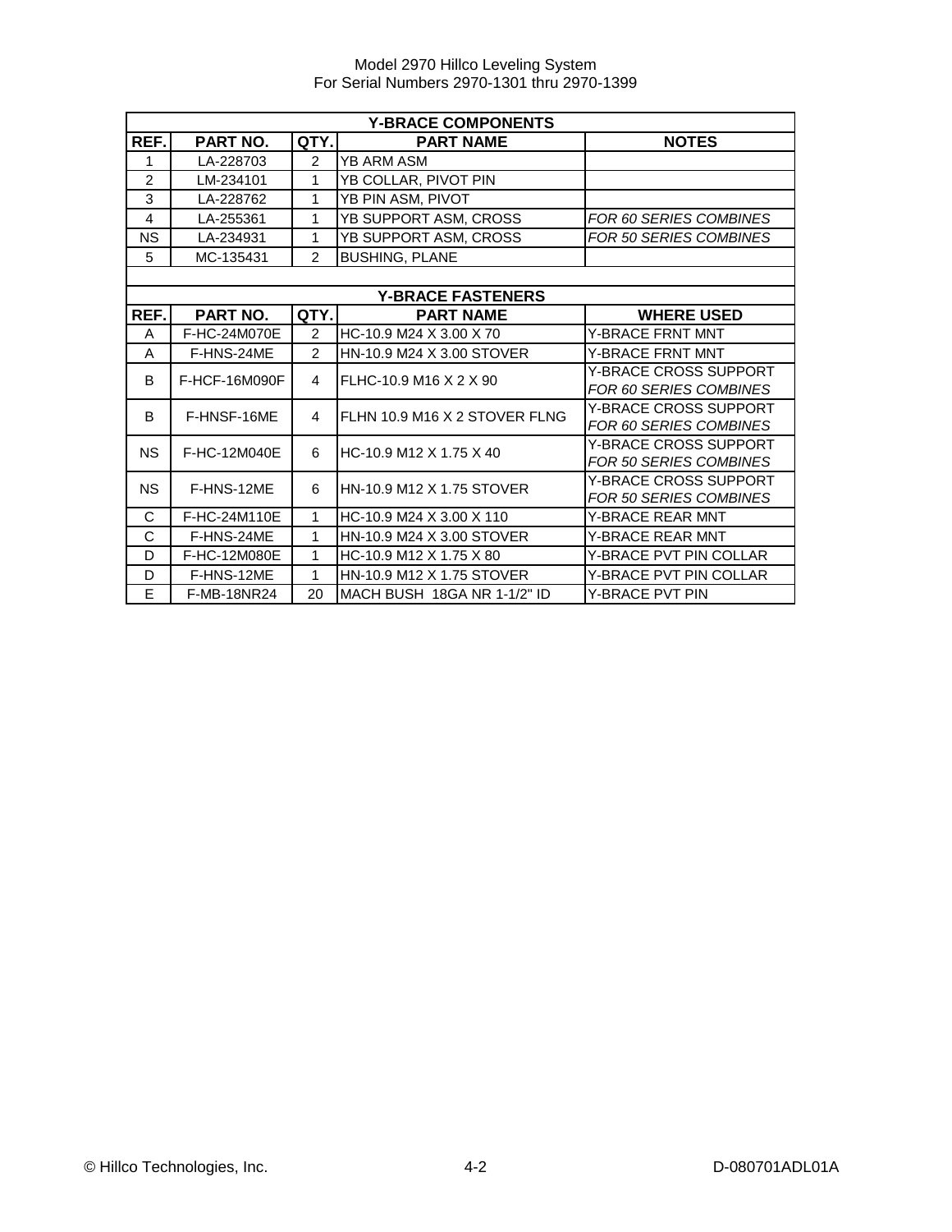## Y-BRACE COMPONENTS

| REF. | PART NO. | QTY. | PART NAME | NOTES |
|---|---|---|---|---|
| 1 | LA-228703 | 2 | YB ARM ASM | |
| 2 | LM-234101 | 1 | YB COLLAR, PIVOT PIN | |
| 3 | LA-228762 | 1 | YB PIN ASM, PIVOT | |
| 4 | LA-255361 | 1 | YB SUPPORT ASM, CROSS | *FOR 60 SERIES COMBINES* |
| NS | LA-234931 | 1 | YB SUPPORT ASM, CROSS | *FOR 50 SERIES COMBINES* |
| 5 | MC-135431 | 2 | BUSHING, PLANE | |

## Y-BRACE FASTENERS

| REF. | PART NO. | QTY. | PART NAME | WHERE USED |
|---|---|---|---|---|
| A | F-HC-24M070E | 2 | HC-10.9 M24 X 3.00 X 70 | Y-BRACE FRNT MNT |
| A | F-HNS-24ME | 2 | HN-10.9 M24 X 3.00 STOVER | Y-BRACE FRNT MNT |
| B | F-HCF-16M090F | 4 | FLHC-10.9 M16 X 2 X 90 | Y-BRACE CROSS SUPPORT *FOR 60 SERIES COMBINES* |
| B | F-HNSF-16ME | 4 | FLHN 10.9 M16 X 2 STOVER FLNG | Y-BRACE CROSS SUPPORT *FOR 60 SERIES COMBINES* |
| NS | F-HC-12M040E | 6 | HC-10.9 M12 X 1.75 X 40 | Y-BRACE CROSS SUPPORT *FOR 50 SERIES COMBINES* |
| NS | F-HNS-12ME | 6 | HN-10.9 M12 X 1.75 STOVER | Y-BRACE CROSS SUPPORT *FOR 50 SERIES COMBINES* |
| C | F-HC-24M110E | 1 | HC-10.9 M24 X 3.00 X 110 | Y-BRACE REAR MNT |
| C | F-HNS-24ME | 1 | HN-10.9 M24 X 3.00 STOVER | Y-BRACE REAR MNT |
| D | F-HC-12M080E | 1 | HC-10.9 M12 X 1.75 X 80 | Y-BRACE PVT PIN COLLAR |
| D | F-HNS-12ME | 1 | HN-10.9 M12 X 1.75 STOVER | Y-BRACE PVT PIN COLLAR |
| E | F-MB-18NR24 | 20 | MACH BUSH 18GA NR 1-1/2" ID | Y-BRACE PVT PIN |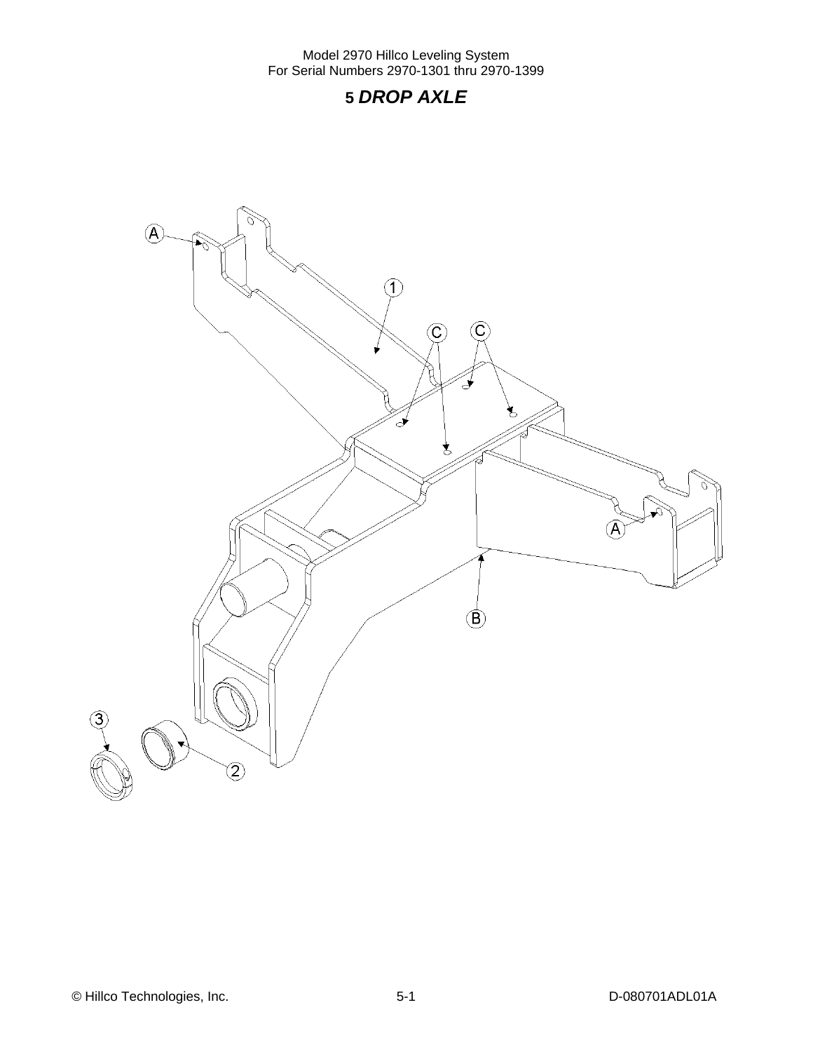# 5 *DROP AXLE*

A

1

C

C

A

B

3

2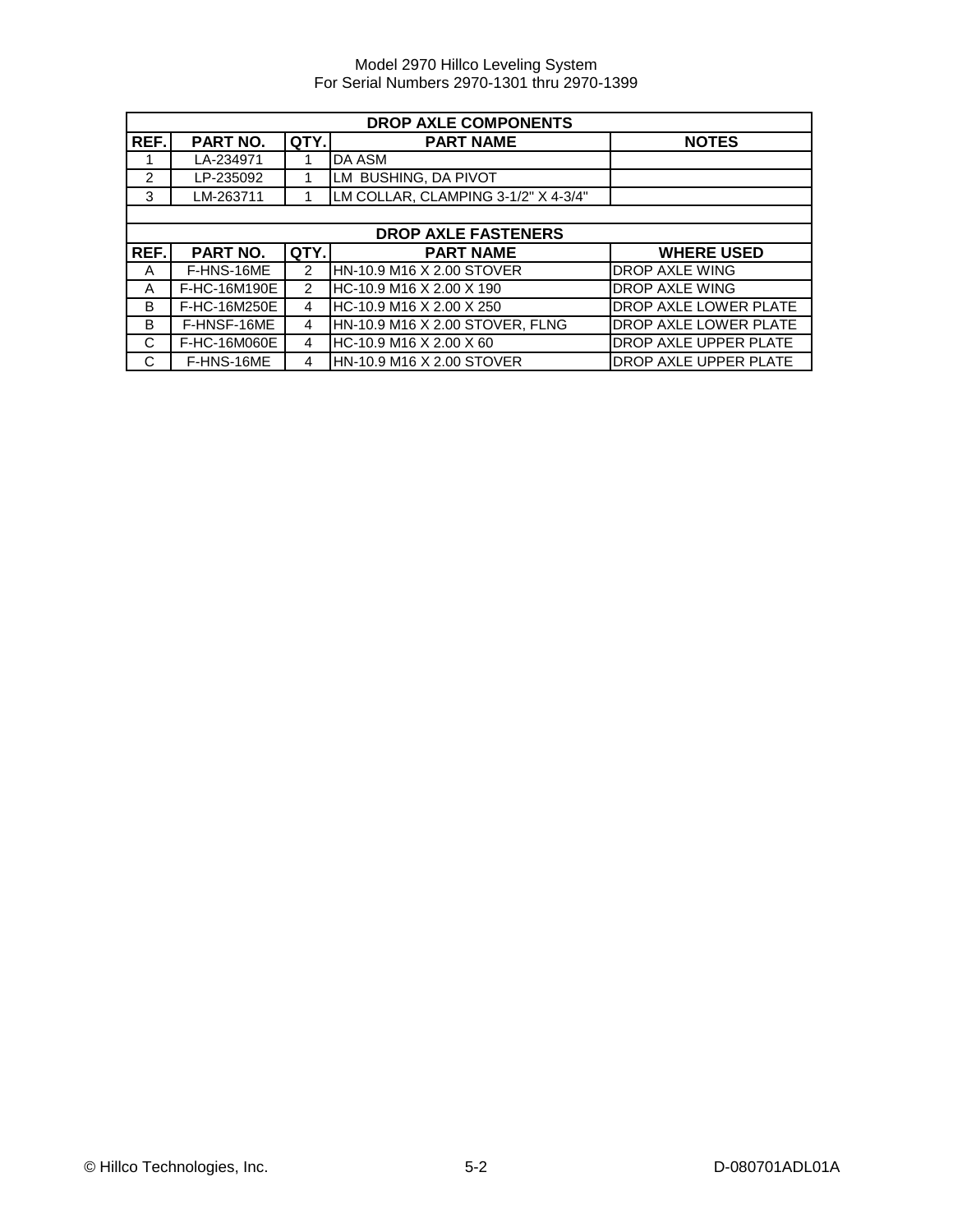| DROP AXLE COMPONENTS | | | | |
|---|---|---|---|---|
| REF. | PART NO. | QTY. | PART NAME | NOTES |
| 1 | LA-234971 | 1 | DA ASM | |
| 2 | LP-235092 | 1 | LM BUSHING, DA PIVOT | |
| 3 | LM-263711 | 1 | LM COLLAR, CLAMPING 3-1/2" X 4-3/4" | |

| DROP AXLE FASTENERS | | | | |
|---|---|---|---|---|
| REF. | PART NO. | QTY. | PART NAME | WHERE USED |
| A | F-HNS-16ME | 2 | HN-10.9 M16 X 2.00 STOVER | DROP AXLE WING |
| A | F-HC-16M190E | 2 | HC-10.9 M16 X 2.00 X 190 | DROP AXLE WING |
| B | F-HC-16M250E | 4 | HC-10.9 M16 X 2.00 X 250 | DROP AXLE LOWER PLATE |
| B | F-HNSF-16ME | 4 | HN-10.9 M16 X 2.00 STOVER, FLNG | DROP AXLE LOWER PLATE |
| C | F-HC-16M060E | 4 | HC-10.9 M16 X 2.00 X 60 | DROP AXLE UPPER PLATE |
| C | F-HNS-16ME | 4 | HN-10.9 M16 X 2.00 STOVER | DROP AXLE UPPER PLATE |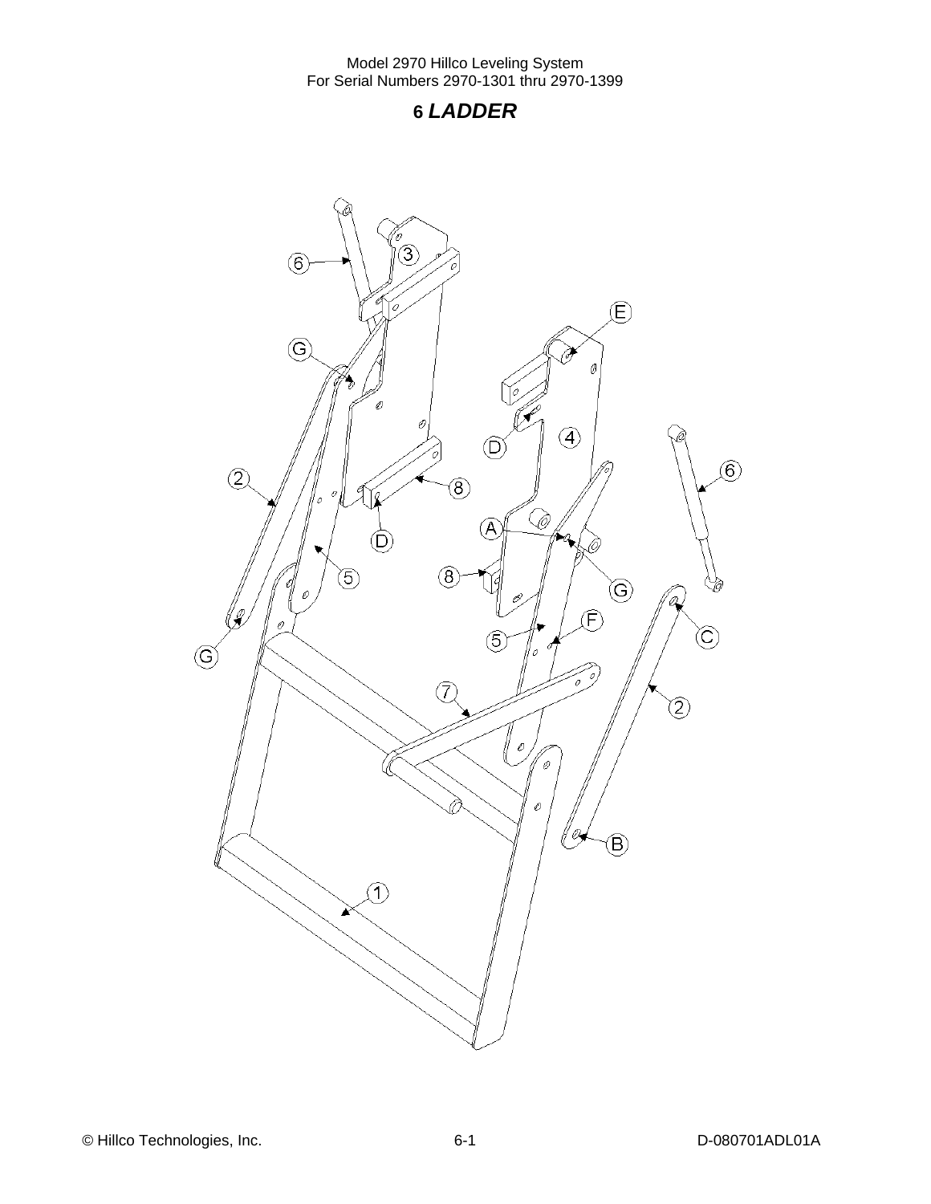# 6 *LADDER*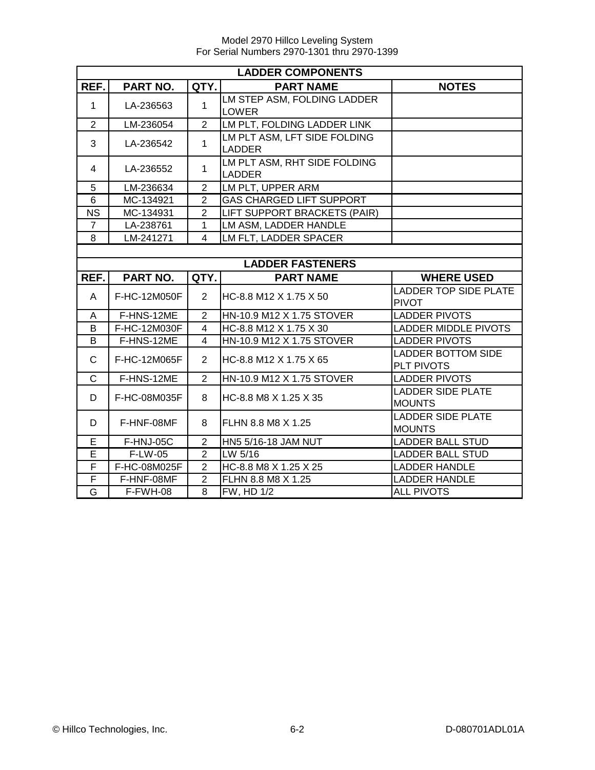## LADDER COMPONENTS

| REF. | PART NO. | QTY. | PART NAME | NOTES |
|---|---|---|---|---|
| 1 | LA-236563 | 1 | LM STEP ASM, FOLDING LADDER LOWER | |
| 2 | LM-236054 | 2 | LM PLT, FOLDING LADDER LINK | |
| 3 | LA-236542 | 1 | LM PLT ASM, LFT SIDE FOLDING LADDER | |
| 4 | LA-236552 | 1 | LM PLT ASM, RHT SIDE FOLDING LADDER | |
| 5 | LM-236634 | 2 | LM PLT, UPPER ARM | |
| 6 | MC-134921 | 2 | GAS CHARGED LIFT SUPPORT | |
| NS | MC-134931 | 2 | LIFT SUPPORT BRACKETS (PAIR) | |
| 7 | LA-238761 | 1 | LM ASM, LADDER HANDLE | |
| 8 | LM-241271 | 4 | LM FLT, LADDER SPACER | |

## LADDER FASTENERS

| REF. | PART NO. | QTY. | PART NAME | WHERE USED |
|---|---|---|---|---|
| A | F-HC-12M050F | 2 | HC-8.8 M12 X 1.75 X 50 | LADDER TOP SIDE PLATE PIVOT |
| A | F-HNS-12ME | 2 | HN-10.9 M12 X 1.75 STOVER | LADDER PIVOTS |
| B | F-HC-12M030F | 4 | HC-8.8 M12 X 1.75 X 30 | LADDER MIDDLE PIVOTS |
| B | F-HNS-12ME | 4 | HN-10.9 M12 X 1.75 STOVER | LADDER PIVOTS |
| C | F-HC-12M065F | 2 | HC-8.8 M12 X 1.75 X 65 | LADDER BOTTOM SIDE PLT PIVOTS |
| C | F-HNS-12ME | 2 | HN-10.9 M12 X 1.75 STOVER | LADDER PIVOTS |
| D | F-HC-08M035F | 8 | HC-8.8 M8 X 1.25 X 35 | LADDER SIDE PLATE MOUNTS |
| D | F-HNF-08MF | 8 | FLHN 8.8 M8 X 1.25 | LADDER SIDE PLATE MOUNTS |
| E | F-HNJ-05C | 2 | HN5 5/16-18 JAM NUT | LADDER BALL STUD |
| E | F-LW-05 | 2 | LW 5/16 | LADDER BALL STUD |
| F | F-HC-08M025F | 2 | HC-8.8 M8 X 1.25 X 25 | LADDER HANDLE |
| F | F-HNF-08MF | 2 | FLHN 8.8 M8 X 1.25 | LADDER HANDLE |
| G | F-FWH-08 | 8 | FW, HD 1/2 | ALL PIVOTS |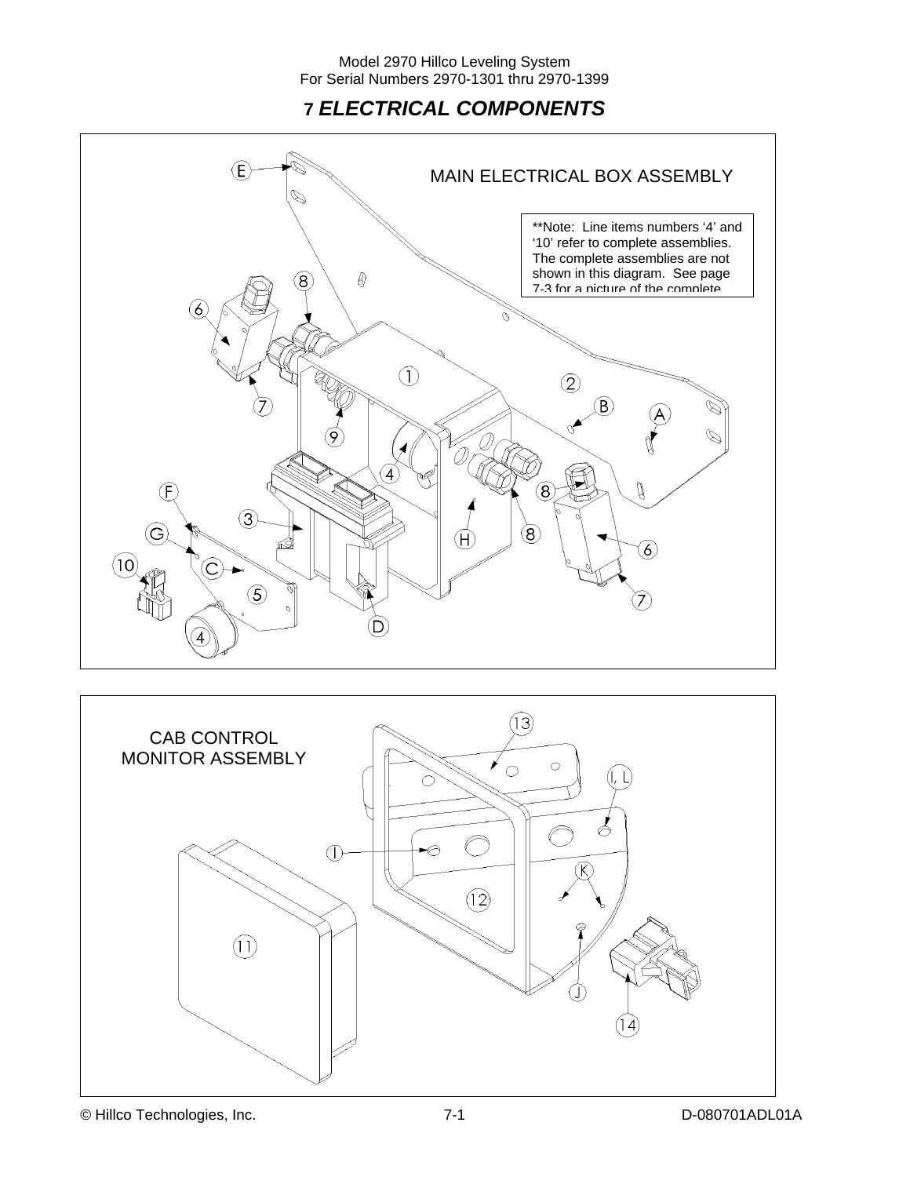# 7 *ELECTRICAL COMPONENTS*

MAIN ELECTRICAL BOX ASSEMBLY

**Note: Line items numbers '4' and '10' refer to complete assemblies. The complete assemblies are not shown in this diagram. See page 7-3 for a picture of the complete

E

8

6

1

2

B

A

7

9

4

3

8

H

8

6

F

G

C

10

5

7

4

D

CAB CONTROL MONITOR ASSEMBLY

13

I, L

I

K

12

11

J

14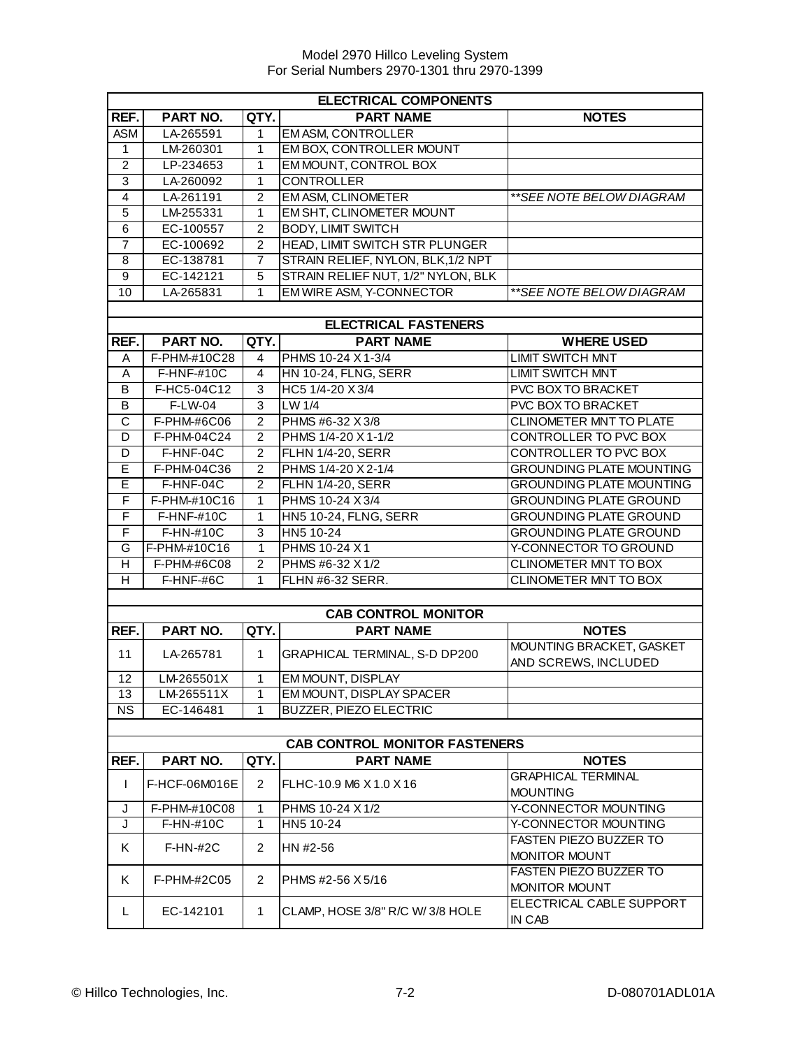Model 2970 Hillco Leveling System
For Serial Numbers 2970-1301 thru 2970-1399

| ELECTRICAL COMPONENTS | | | | |
|---|---|---|---|---|
| REF. | PART NO. | QTY. | PART NAME | NOTES |
| ASM | LA-265591 | 1 | EM ASM, CONTROLLER | |
| 1 | LM-260301 | 1 | EM BOX, CONTROLLER MOUNT | |
| 2 | LP-234653 | 1 | EM MOUNT, CONTROL BOX | |
| 3 | LA-260092 | 1 | CONTROLLER | |
| 4 | LA-261191 | 2 | EM ASM, CLINOMETER | *\*\*SEE NOTE BELOW DIAGRAM* |
| 5 | LM-255331 | 1 | EM SHT, CLINOMETER MOUNT | |
| 6 | EC-100557 | 2 | BODY, LIMIT SWITCH | |
| 7 | EC-100692 | 2 | HEAD, LIMIT SWITCH STR PLUNGER | |
| 8 | EC-138781 | 7 | STRAIN RELIEF, NYLON, BLK,1/2 NPT | |
| 9 | EC-142121 | 5 | STRAIN RELIEF NUT, 1/2" NYLON, BLK | |
| 10 | LA-265831 | 1 | EM WIRE ASM, Y-CONNECTOR | *\*\*SEE NOTE BELOW DIAGRAM* |

| ELECTRICAL FASTENERS | | | | |
|---|---|---|---|---|
| REF. | PART NO. | QTY. | PART NAME | WHERE USED |
| A | F-PHM-#10C28 | 4 | PHMS 10-24 X 1-3/4 | LIMIT SWITCH MNT |
| A | F-HNF-#10C | 4 | HN 10-24, FLNG, SERR | LIMIT SWITCH MNT |
| B | F-HC5-04C12 | 3 | HC5 1/4-20 X 3/4 | PVC BOX TO BRACKET |
| B | F-LW-04 | 3 | LW 1/4 | PVC BOX TO BRACKET |
| C | F-PHM-#6C06 | 2 | PHMS #6-32 X 3/8 | CLINOMETER MNT TO PLATE |
| D | F-PHM-04C24 | 2 | PHMS 1/4-20 X 1-1/2 | CONTROLLER TO PVC BOX |
| D | F-HNF-04C | 2 | FLHN 1/4-20, SERR | CONTROLLER TO PVC BOX |
| E | F-PHM-04C36 | 2 | PHMS 1/4-20 X 2-1/4 | GROUNDING PLATE MOUNTING |
| E | F-HNF-04C | 2 | FLHN 1/4-20, SERR | GROUNDING PLATE MOUNTING |
| F | F-PHM-#10C16 | 1 | PHMS 10-24 X 3/4 | GROUNDING PLATE GROUND |
| F | F-HNF-#10C | 1 | HN5 10-24, FLNG, SERR | GROUNDING PLATE GROUND |
| F | F-HN-#10C | 3 | HN5 10-24 | GROUNDING PLATE GROUND |
| G | F-PHM-#10C16 | 1 | PHMS 10-24 X 1 | Y-CONNECTOR TO GROUND |
| H | F-PHM-#6C08 | 2 | PHMS #6-32 X 1/2 | CLINOMETER MNT TO BOX |
| H | F-HNF-#6C | 1 | FLHN #6-32 SERR. | CLINOMETER MNT TO BOX |

| CAB CONTROL MONITOR | | | | |
|---|---|---|---|---|
| REF. | PART NO. | QTY. | PART NAME | NOTES |
| 11 | LA-265781 | 1 | GRAPHICAL TERMINAL, S-D DP200 | MOUNTING BRACKET, GASKET AND SCREWS, INCLUDED |
| 12 | LM-265501X | 1 | EM MOUNT, DISPLAY | |
| 13 | LM-265511X | 1 | EM MOUNT, DISPLAY SPACER | |
| NS | EC-146481 | 1 | BUZZER, PIEZO ELECTRIC | |

| CAB CONTROL MONITOR FASTENERS | | | | |
|---|---|---|---|---|
| REF. | PART NO. | QTY. | PART NAME | NOTES |
| I | F-HCF-06M016E | 2 | FLHC-10.9 M6 X 1.0 X 16 | GRAPHICAL TERMINAL MOUNTING |
| J | F-PHM-#10C08 | 1 | PHMS 10-24 X 1/2 | Y-CONNECTOR MOUNTING |
| J | F-HN-#10C | 1 | HN5 10-24 | Y-CONNECTOR MOUNTING |
| K | F-HN-#2C | 2 | HN #2-56 | FASTEN PIEZO BUZZER TO MONITOR MOUNT |
| K | F-PHM-#2C05 | 2 | PHMS #2-56 X 5/16 | FASTEN PIEZO BUZZER TO MONITOR MOUNT |
| L | EC-142101 | 1 | CLAMP, HOSE 3/8" R/C W/ 3/8 HOLE | ELECTRICAL CABLE SUPPORT IN CAB |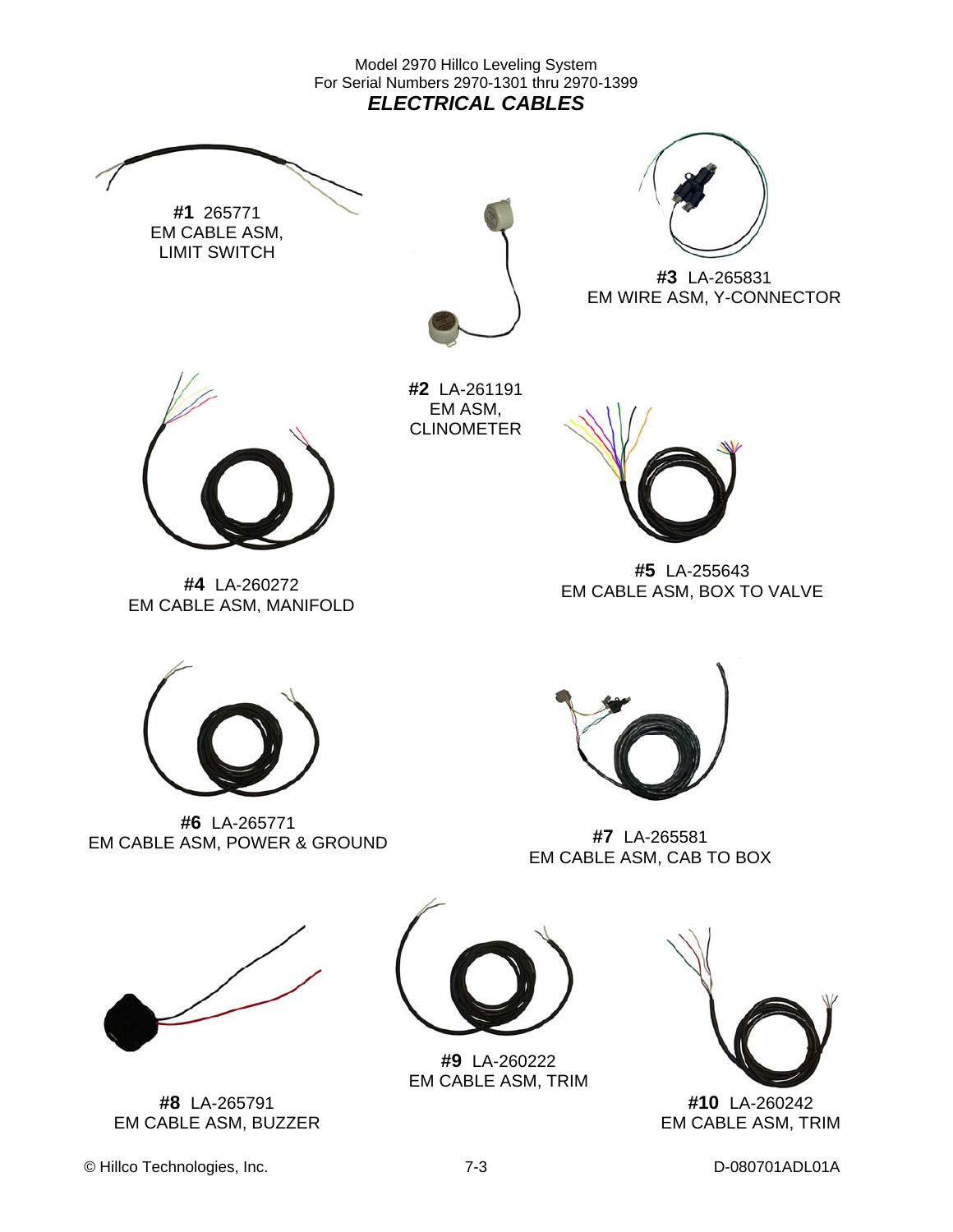Model 2970 Hillco Leveling System
For Serial Numbers 2970-1301 thru 2970-1399

## *ELECTRICAL CABLES*

**#1** 265771
EM CABLE ASM,
LIMIT SWITCH

**#2** LA-261191
EM ASM,
CLINOMETER

**#3** LA-265831
EM WIRE ASM, Y-CONNECTOR

**#4** LA-260272
EM CABLE ASM, MANIFOLD

**#5** LA-255643
EM CABLE ASM, BOX TO VALVE

**#6** LA-265771
EM CABLE ASM, POWER & GROUND

**#7** LA-265581
EM CABLE ASM, CAB TO BOX

**#8** LA-265791
EM CABLE ASM, BUZZER

**#9** LA-260222
EM CABLE ASM, TRIM

**#10** LA-260242
EM CABLE ASM, TRIM

© Hillco Technologies, Inc. 7-3 D-080701ADL01A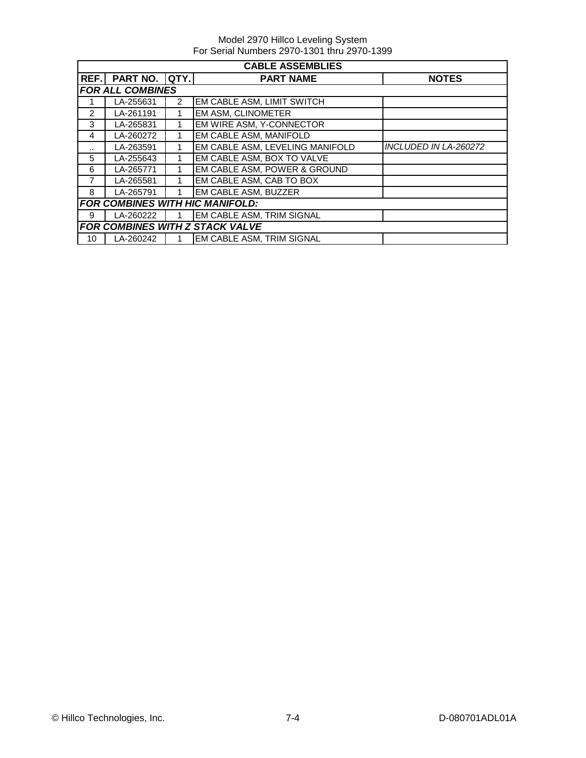Model 2970 Hillco Leveling System
For Serial Numbers 2970-1301 thru 2970-1399

| CABLE ASSEMBLIES | | | | |
|---|---|---|---|---|
| **REF.** | **PART NO.** | **QTY.** | **PART NAME** | **NOTES** |
| ***FOR ALL COMBINES*** | | | | |
| 1 | LA-255631 | 2 | EM CABLE ASM, LIMIT SWITCH | |
| 2 | LA-261191 | 1 | EM ASM, CLINOMETER | |
| 3 | LA-265831 | 1 | EM WIRE ASM, Y-CONNECTOR | |
| 4 | LA-260272 | 1 | EM CABLE ASM, MANIFOLD | |
| .. | LA-263591 | 1 | EM CABLE ASM, LEVELING MANIFOLD | *INCLUDED IN LA-260272* |
| 5 | LA-255643 | 1 | EM CABLE ASM, BOX TO VALVE | |
| 6 | LA-265771 | 1 | EM CABLE ASM, POWER & GROUND | |
| 7 | LA-265581 | 1 | EM CABLE ASM, CAB TO BOX | |
| 8 | LA-265791 | 1 | EM CABLE ASM, BUZZER | |
| ***FOR COMBINES WITH HIC MANIFOLD:*** | | | | |
| 9 | LA-260222 | 1 | EM CABLE ASM, TRIM SIGNAL | |
| ***FOR COMBINES WITH Z STACK VALVE*** | | | | |
| 10 | LA-260242 | 1 | EM CABLE ASM, TRIM SIGNAL | |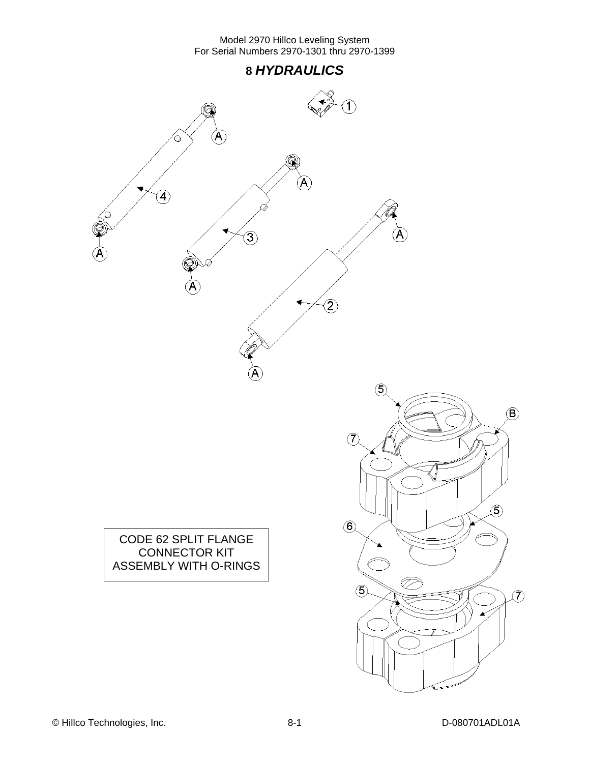# 8 *HYDRAULICS*

CODE 62 SPLIT FLANGE CONNECTOR KIT ASSEMBLY WITH O-RINGS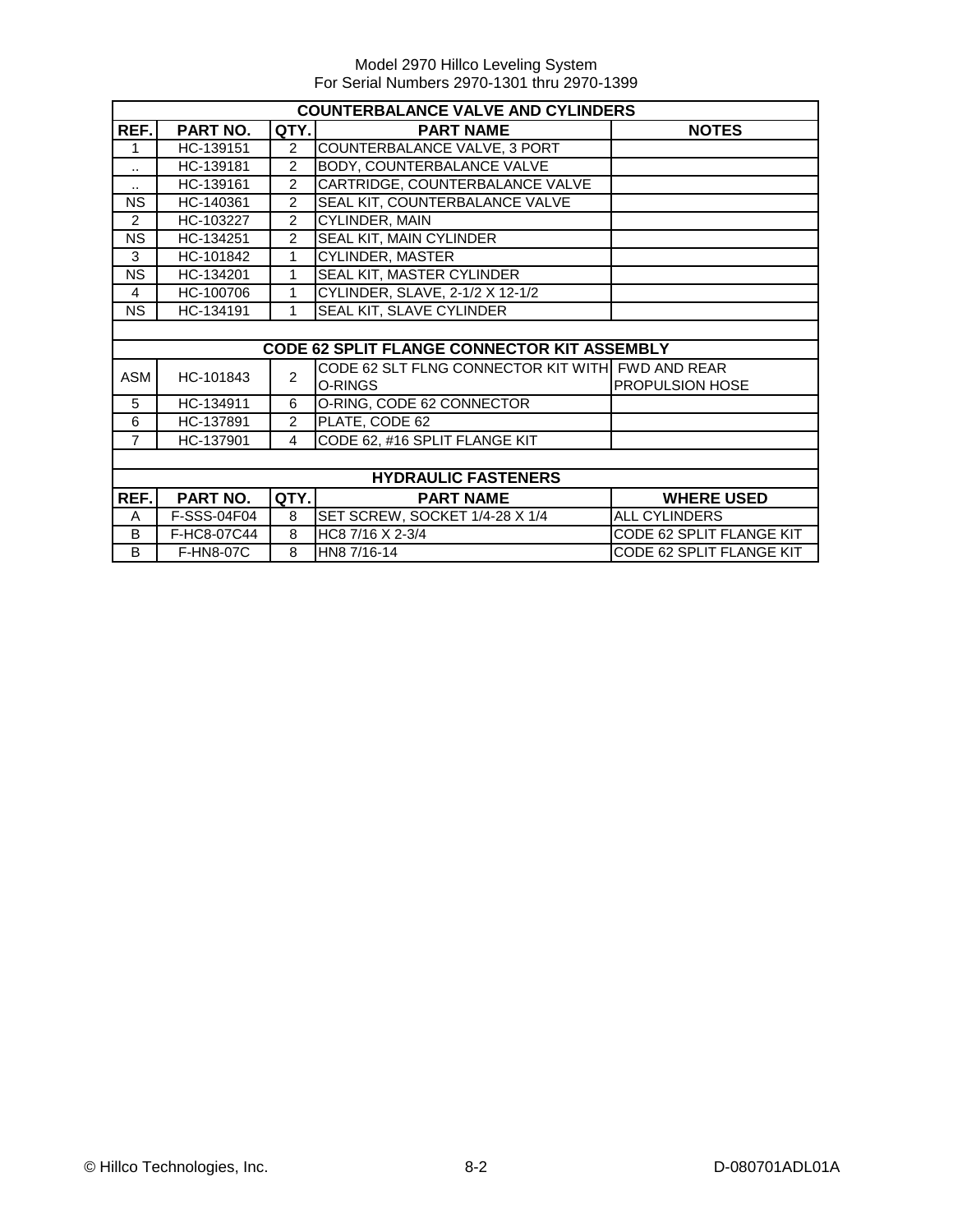Model 2970 Hillco Leveling System
For Serial Numbers 2970-1301 thru 2970-1399

| COUNTERBALANCE VALVE AND CYLINDERS | | | | |
|---|---|---|---|---|
| **REF.** | **PART NO.** | **QTY.** | **PART NAME** | **NOTES** |
| 1 | HC-139151 | 2 | COUNTERBALANCE VALVE, 3 PORT | |
| .. | HC-139181 | 2 | BODY, COUNTERBALANCE VALVE | |
| .. | HC-139161 | 2 | CARTRIDGE, COUNTERBALANCE VALVE | |
| NS | HC-140361 | 2 | SEAL KIT, COUNTERBALANCE VALVE | |
| 2 | HC-103227 | 2 | CYLINDER, MAIN | |
| NS | HC-134251 | 2 | SEAL KIT, MAIN CYLINDER | |
| 3 | HC-101842 | 1 | CYLINDER, MASTER | |
| NS | HC-134201 | 1 | SEAL KIT, MASTER CYLINDER | |
| 4 | HC-100706 | 1 | CYLINDER, SLAVE, 2-1/2 X 12-1/2 | |
| NS | HC-134191 | 1 | SEAL KIT, SLAVE CYLINDER | |
| | | | | |
| **CODE 62 SPLIT FLANGE CONNECTOR KIT ASSEMBLY** | | | | |
| ASM | HC-101843 | 2 | CODE 62 SLT FLNG CONNECTOR KIT WITH O-RINGS | FWD AND REAR PROPULSION HOSE |
| 5 | HC-134911 | 6 | O-RING, CODE 62 CONNECTOR | |
| 6 | HC-137891 | 2 | PLATE, CODE 62 | |
| 7 | HC-137901 | 4 | CODE 62, #16 SPLIT FLANGE KIT | |
| | | | | |
| **HYDRAULIC FASTENERS** | | | | |
| **REF.** | **PART NO.** | **QTY.** | **PART NAME** | **WHERE USED** |
| A | F-SSS-04F04 | 8 | SET SCREW, SOCKET 1/4-28 X 1/4 | ALL CYLINDERS |
| B | F-HC8-07C44 | 8 | HC8 7/16 X 2-3/4 | CODE 62 SPLIT FLANGE KIT |
| B | F-HN8-07C | 8 | HN8 7/16-14 | CODE 62 SPLIT FLANGE KIT |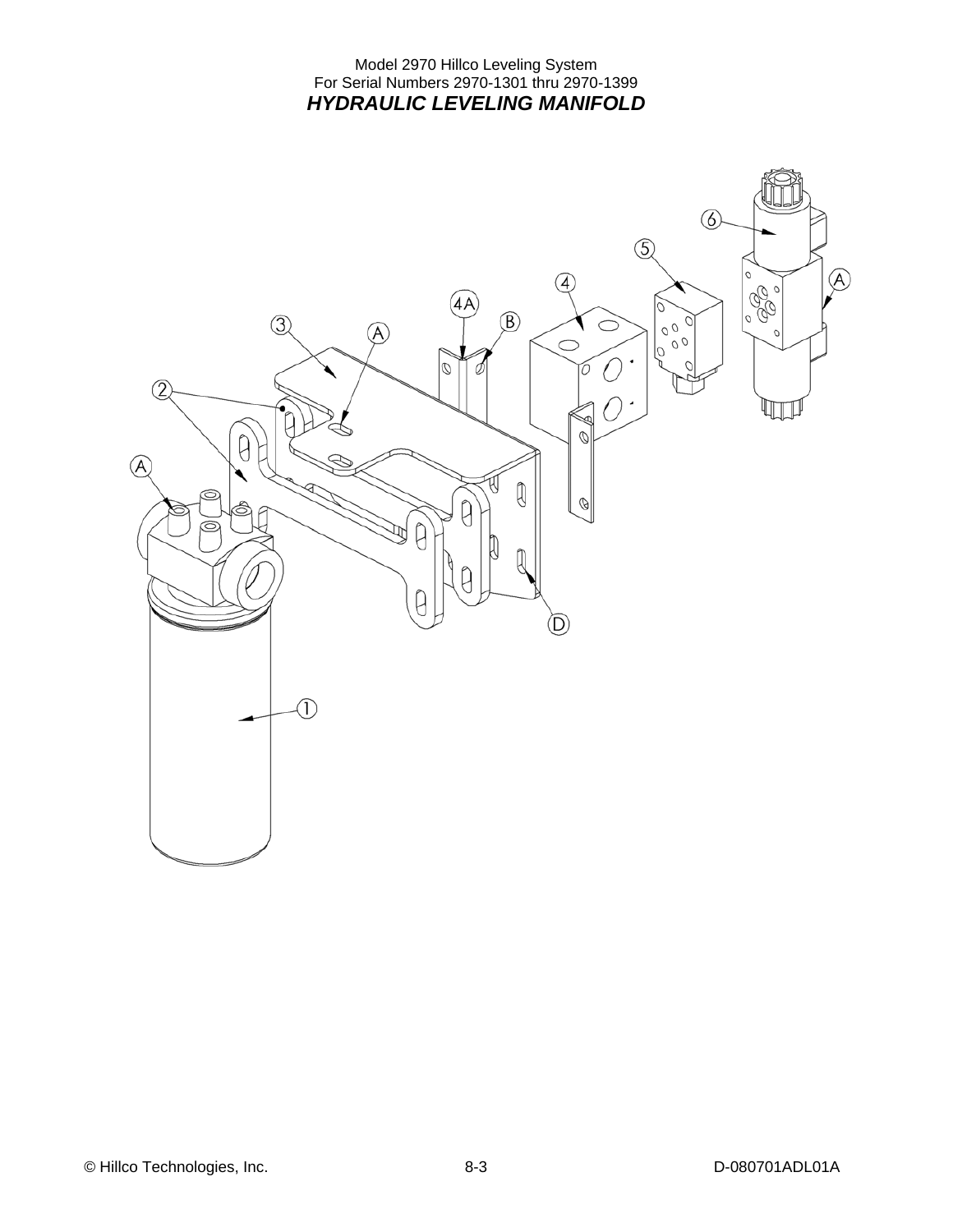Model 2970 Hillco Leveling System
For Serial Numbers 2970-1301 thru 2970-1399

## *HYDRAULIC LEVELING MANIFOLD*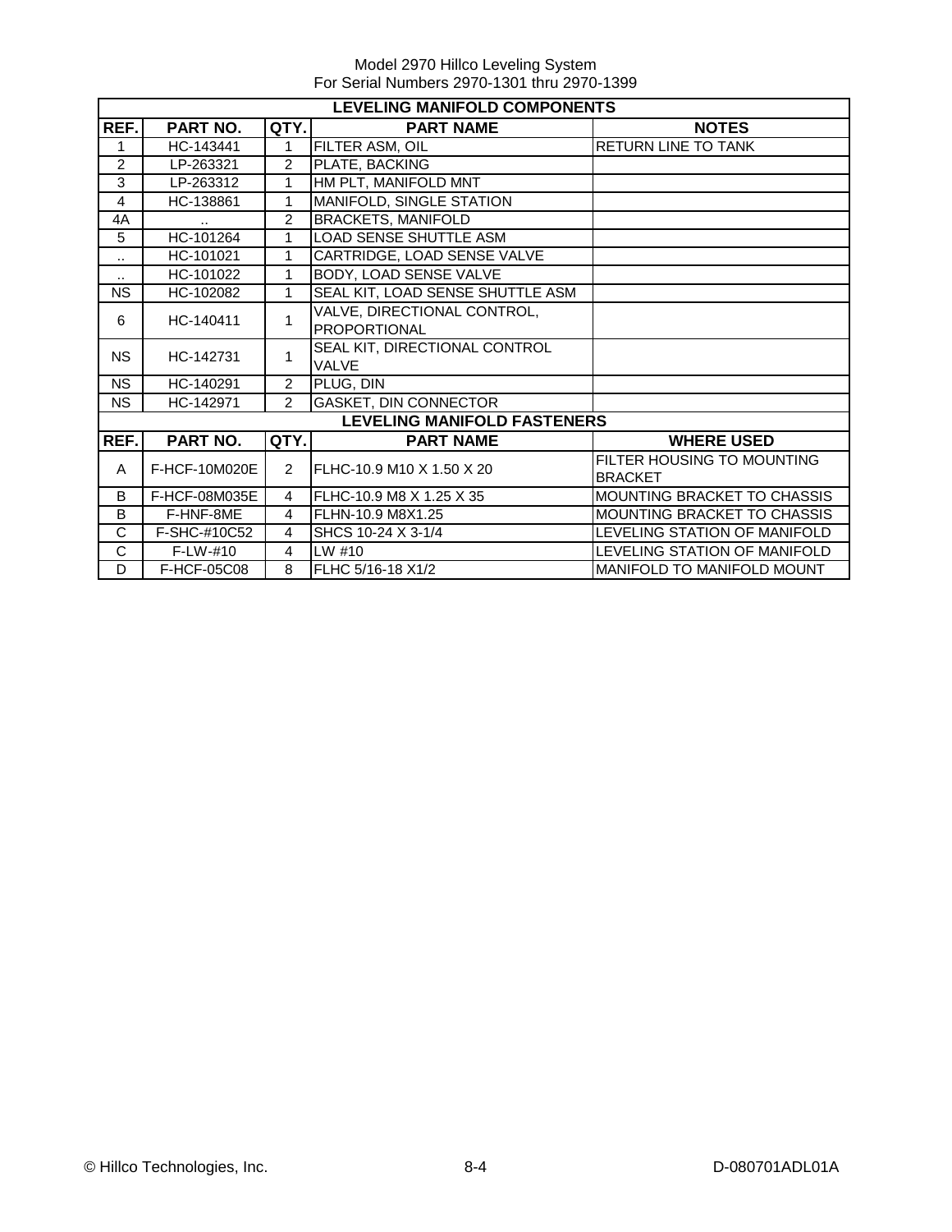Model 2970 Hillco Leveling System
For Serial Numbers 2970-1301 thru 2970-1399

| LEVELING MANIFOLD COMPONENTS | | | | |
|---|---|---|---|---|
| **REF.** | **PART NO.** | **QTY.** | **PART NAME** | **NOTES** |
| 1 | HC-143441 | 1 | FILTER ASM, OIL | RETURN LINE TO TANK |
| 2 | LP-263321 | 2 | PLATE, BACKING | |
| 3 | LP-263312 | 1 | HM PLT, MANIFOLD MNT | |
| 4 | HC-138861 | 1 | MANIFOLD, SINGLE STATION | |
| 4A | .. | 2 | BRACKETS, MANIFOLD | |
| 5 | HC-101264 | 1 | LOAD SENSE SHUTTLE ASM | |
| .. | HC-101021 | 1 | CARTRIDGE, LOAD SENSE VALVE | |
| .. | HC-101022 | 1 | BODY, LOAD SENSE VALVE | |
| NS | HC-102082 | 1 | SEAL KIT, LOAD SENSE SHUTTLE ASM | |
| 6 | HC-140411 | 1 | VALVE, DIRECTIONAL CONTROL, PROPORTIONAL | |
| NS | HC-142731 | 1 | SEAL KIT, DIRECTIONAL CONTROL VALVE | |
| NS | HC-140291 | 2 | PLUG, DIN | |
| NS | HC-142971 | 2 | GASKET, DIN CONNECTOR | |

| LEVELING MANIFOLD FASTENERS | | | | |
|---|---|---|---|---|
| **REF.** | **PART NO.** | **QTY.** | **PART NAME** | **WHERE USED** |
| A | F-HCF-10M020E | 2 | FLHC-10.9 M10 X 1.50 X 20 | FILTER HOUSING TO MOUNTING BRACKET |
| B | F-HCF-08M035E | 4 | FLHC-10.9 M8 X 1.25 X 35 | MOUNTING BRACKET TO CHASSIS |
| B | F-HNF-8ME | 4 | FLHN-10.9 M8X1.25 | MOUNTING BRACKET TO CHASSIS |
| C | F-SHC-#10C52 | 4 | SHCS 10-24 X 3-1/4 | LEVELING STATION OF MANIFOLD |
| C | F-LW-#10 | 4 | LW #10 | LEVELING STATION OF MANIFOLD |
| D | F-HCF-05C08 | 8 | FLHC 5/16-18 X1/2 | MANIFOLD TO MANIFOLD MOUNT |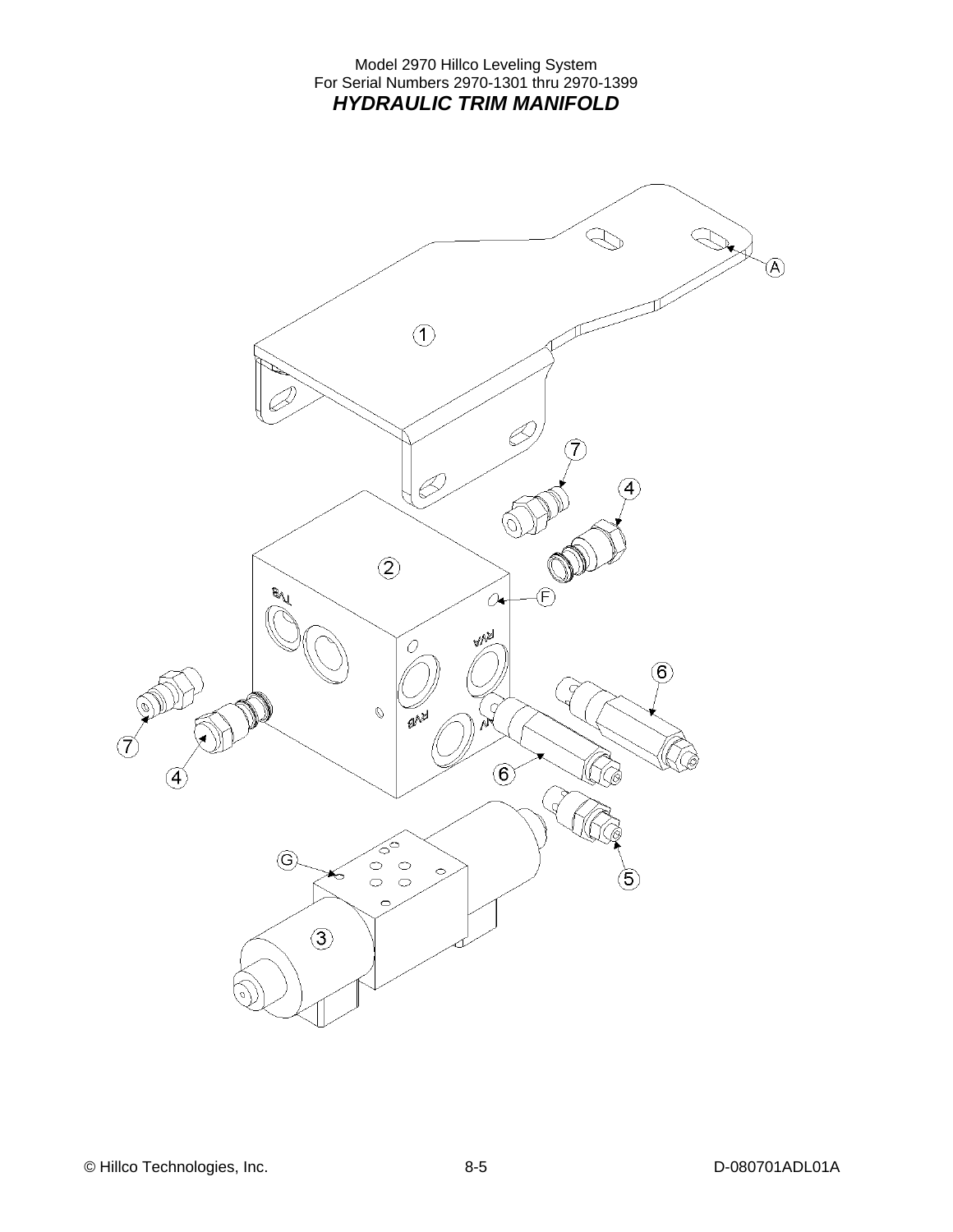Model 2970 Hillco Leveling System
For Serial Numbers 2970-1301 thru 2970-1399

## *HYDRAULIC TRIM MANIFOLD*

A

1

7

4

2

F

6

7

4

6

5

G

3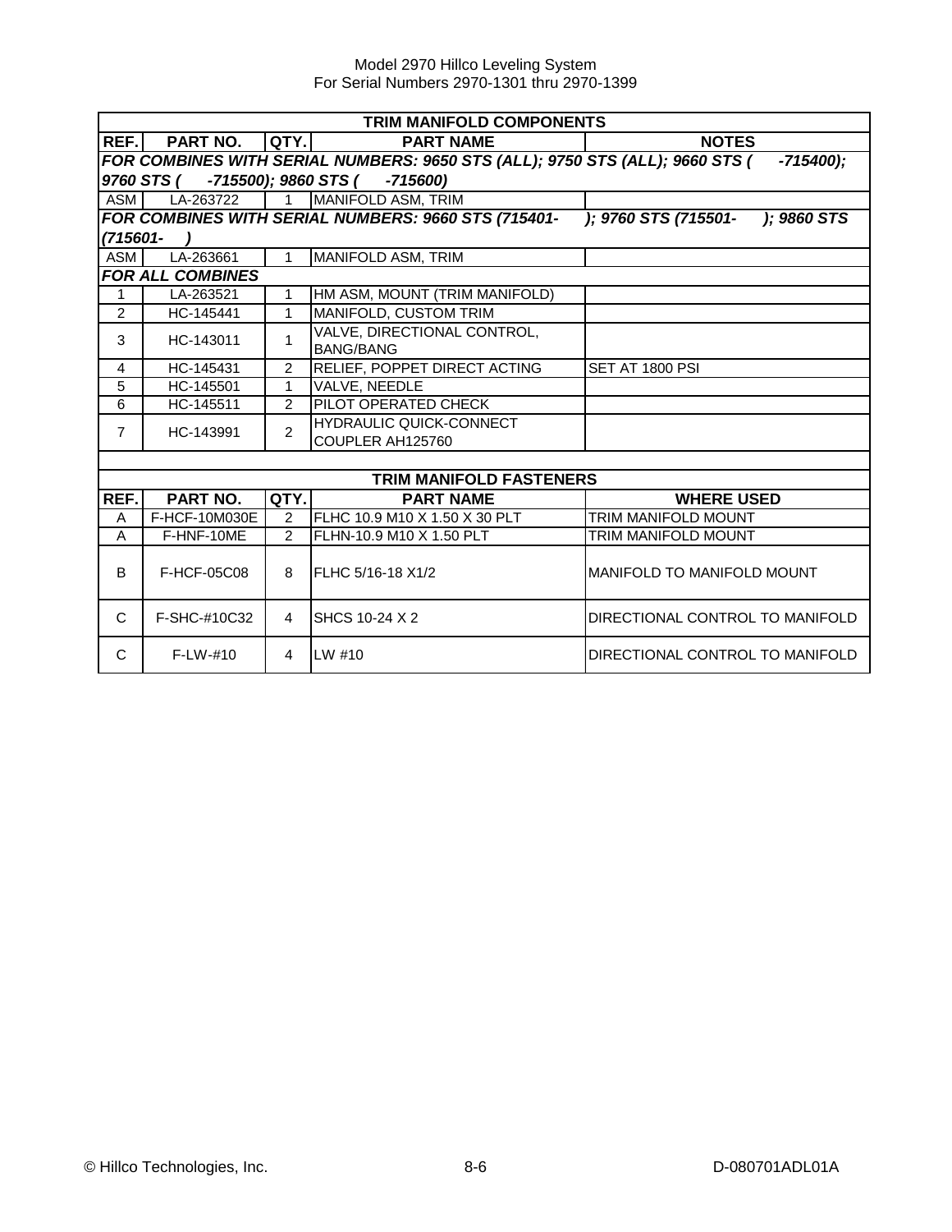| TRIM MANIFOLD COMPONENTS | | | | |
|---|---|---|---|---|
| **REF.** | **PART NO.** | **QTY.** | **PART NAME** | **NOTES** |
| ***FOR COMBINES WITH SERIAL NUMBERS: 9650 STS (ALL); 9750 STS (ALL); 9660 STS ( -715400); 9760 STS ( -715500); 9860 STS ( -715600)*** | | | | |
| ASM | LA-263722 | 1 | MANIFOLD ASM, TRIM | |
| ***FOR COMBINES WITH SERIAL NUMBERS: 9660 STS (715401- ); 9760 STS (715501- ); 9860 STS (715601- )*** | | | | |
| ASM | LA-263661 | 1 | MANIFOLD ASM, TRIM | |
| ***FOR ALL COMBINES*** | | | | |
| 1 | LA-263521 | 1 | HM ASM, MOUNT (TRIM MANIFOLD) | |
| 2 | HC-145441 | 1 | MANIFOLD, CUSTOM TRIM | |
| 3 | HC-143011 | 1 | VALVE, DIRECTIONAL CONTROL, BANG/BANG | |
| 4 | HC-145431 | 2 | RELIEF, POPPET DIRECT ACTING | SET AT 1800 PSI |
| 5 | HC-145501 | 1 | VALVE, NEEDLE | |
| 6 | HC-145511 | 2 | PILOT OPERATED CHECK | |
| 7 | HC-143991 | 2 | HYDRAULIC QUICK-CONNECT COUPLER AH125760 | |

| TRIM MANIFOLD FASTENERS | | | | |
|---|---|---|---|---|
| **REF.** | **PART NO.** | **QTY.** | **PART NAME** | **WHERE USED** |
| A | F-HCF-10M030E | 2 | FLHC 10.9 M10 X 1.50 X 30 PLT | TRIM MANIFOLD MOUNT |
| A | F-HNF-10ME | 2 | FLHN-10.9 M10 X 1.50 PLT | TRIM MANIFOLD MOUNT |
| B | F-HCF-05C08 | 8 | FLHC 5/16-18 X1/2 | MANIFOLD TO MANIFOLD MOUNT |
| C | F-SHC-#10C32 | 4 | SHCS 10-24 X 2 | DIRECTIONAL CONTROL TO MANIFOLD |
| C | F-LW-#10 | 4 | LW #10 | DIRECTIONAL CONTROL TO MANIFOLD |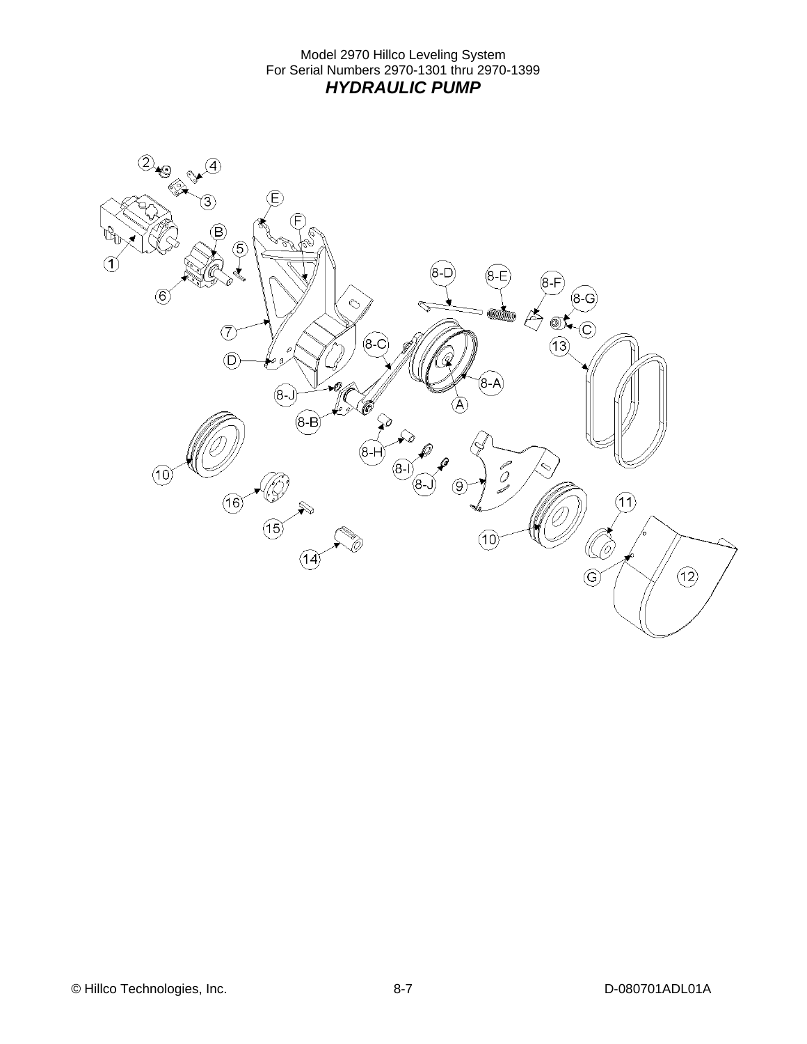Model 2970 Hillco Leveling System
For Serial Numbers 2970-1301 thru 2970-1399

# *HYDRAULIC PUMP*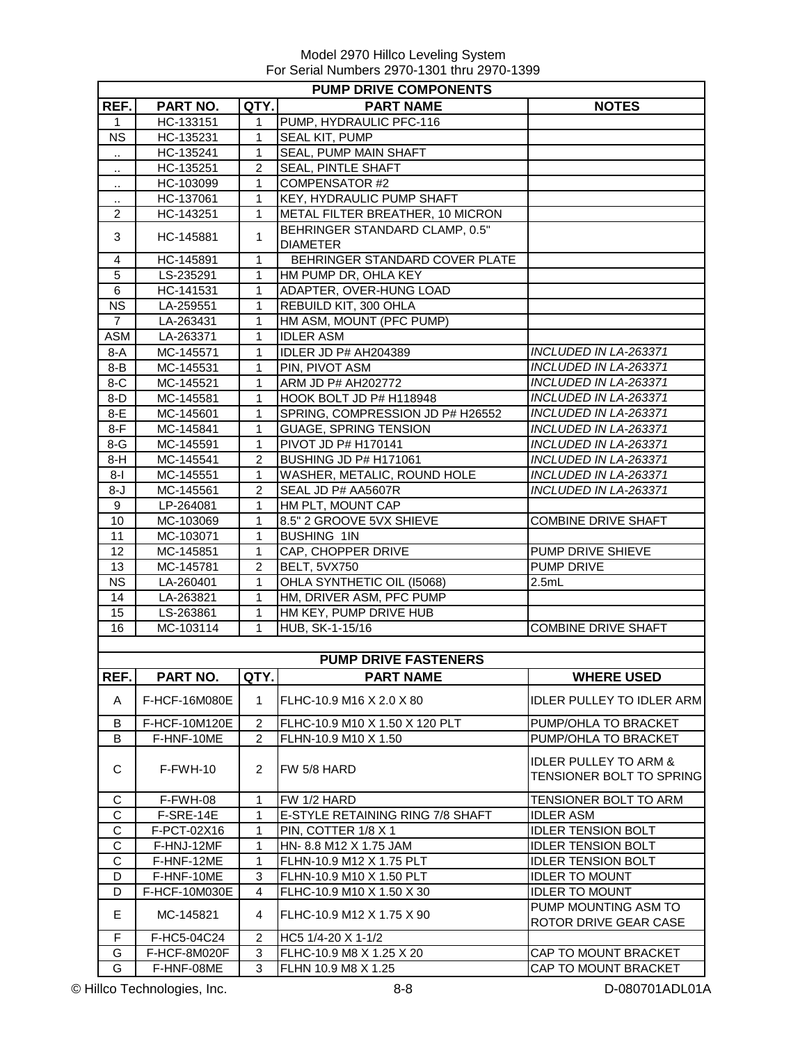Model 2970 Hillco Leveling System
For Serial Numbers 2970-1301 thru 2970-1399

| PUMP DRIVE COMPONENTS | | | | |
|---|---|---|---|---|
| REF. | PART NO. | QTY. | PART NAME | NOTES |
| 1 | HC-133151 | 1 | PUMP, HYDRAULIC PFC-116 | |
| NS | HC-135231 | 1 | SEAL KIT, PUMP | |
| .. | HC-135241 | 1 | SEAL, PUMP MAIN SHAFT | |
| .. | HC-135251 | 2 | SEAL, PINTLE SHAFT | |
| .. | HC-103099 | 1 | COMPENSATOR #2 | |
| .. | HC-137061 | 1 | KEY, HYDRAULIC PUMP SHAFT | |
| 2 | HC-143251 | 1 | METAL FILTER BREATHER, 10 MICRON | |
| 3 | HC-145881 | 1 | BEHRINGER STANDARD CLAMP, 0.5" DIAMETER | |
| 4 | HC-145891 | 1 | BEHRINGER STANDARD COVER PLATE | |
| 5 | LS-235291 | 1 | HM PUMP DR, OHLA KEY | |
| 6 | HC-141531 | 1 | ADAPTER, OVER-HUNG LOAD | |
| NS | LA-259551 | 1 | REBUILD KIT, 300 OHLA | |
| 7 | LA-263431 | 1 | HM ASM, MOUNT (PFC PUMP) | |
| ASM | LA-263371 | 1 | IDLER ASM | |
| 8-A | MC-145571 | 1 | IDLER JD P# AH204389 | *INCLUDED IN LA-263371* |
| 8-B | MC-145531 | 1 | PIN, PIVOT ASM | *INCLUDED IN LA-263371* |
| 8-C | MC-145521 | 1 | ARM JD P# AH202772 | *INCLUDED IN LA-263371* |
| 8-D | MC-145581 | 1 | HOOK BOLT JD P# H118948 | *INCLUDED IN LA-263371* |
| 8-E | MC-145601 | 1 | SPRING, COMPRESSION JD P# H26552 | *INCLUDED IN LA-263371* |
| 8-F | MC-145841 | 1 | GUAGE, SPRING TENSION | *INCLUDED IN LA-263371* |
| 8-G | MC-145591 | 1 | PIVOT JD P# H170141 | *INCLUDED IN LA-263371* |
| 8-H | MC-145541 | 2 | BUSHING JD P# H171061 | *INCLUDED IN LA-263371* |
| 8-I | MC-145551 | 1 | WASHER, METALIC, ROUND HOLE | *INCLUDED IN LA-263371* |
| 8-J | MC-145561 | 2 | SEAL JD P# AA5607R | *INCLUDED IN LA-263371* |
| 9 | LP-264081 | 1 | HM PLT, MOUNT CAP | |
| 10 | MC-103069 | 1 | 8.5" 2 GROOVE 5VX SHIEVE | COMBINE DRIVE SHAFT |
| 11 | MC-103071 | 1 | BUSHING 1IN | |
| 12 | MC-145851 | 1 | CAP, CHOPPER DRIVE | PUMP DRIVE SHIEVE |
| 13 | MC-145781 | 2 | BELT, 5VX750 | PUMP DRIVE |
| NS | LA-260401 | 1 | OHLA SYNTHETIC OIL (I5068) | 2.5mL |
| 14 | LA-263821 | 1 | HM, DRIVER ASM, PFC PUMP | |
| 15 | LS-263861 | 1 | HM KEY, PUMP DRIVE HUB | |
| 16 | MC-103114 | 1 | HUB, SK-1-15/16 | COMBINE DRIVE SHAFT |

| PUMP DRIVE FASTENERS | | | | |
|---|---|---|---|---|
| REF. | PART NO. | QTY. | PART NAME | WHERE USED |
| A | F-HCF-16M080E | 1 | FLHC-10.9 M16 X 2.0 X 80 | IDLER PULLEY TO IDLER ARM |
| B | F-HCF-10M120E | 2 | FLHC-10.9 M10 X 1.50 X 120 PLT | PUMP/OHLA TO BRACKET |
| B | F-HNF-10ME | 2 | FLHN-10.9 M10 X 1.50 | PUMP/OHLA TO BRACKET |
| C | F-FWH-10 | 2 | FW 5/8 HARD | IDLER PULLEY TO ARM & TENSIONER BOLT TO SPRING |
| C | F-FWH-08 | 1 | FW 1/2 HARD | TENSIONER BOLT TO ARM |
| C | F-SRE-14E | 1 | E-STYLE RETAINING RING 7/8 SHAFT | IDLER ASM |
| C | F-PCT-02X16 | 1 | PIN, COTTER 1/8 X 1 | IDLER TENSION BOLT |
| C | F-HNJ-12MF | 1 | HN- 8.8 M12 X 1.75 JAM | IDLER TENSION BOLT |
| C | F-HNF-12ME | 1 | FLHN-10.9 M12 X 1.75 PLT | IDLER TENSION BOLT |
| D | F-HNF-10ME | 3 | FLHN-10.9 M10 X 1.50 PLT | IDLER TO MOUNT |
| D | F-HCF-10M030E | 4 | FLHC-10.9 M10 X 1.50 X 30 | IDLER TO MOUNT |
| E | MC-145821 | 4 | FLHC-10.9 M12 X 1.75 X 90 | PUMP MOUNTING ASM TO ROTOR DRIVE GEAR CASE |
| F | F-HC5-04C24 | 2 | HC5 1/4-20 X 1-1/2 | |
| G | F-HCF-8M020F | 3 | FLHC-10.9 M8 X 1.25 X 20 | CAP TO MOUNT BRACKET |
| G | F-HNF-08ME | 3 | FLHN 10.9 M8 X 1.25 | CAP TO MOUNT BRACKET |

© Hillco Technologies, Inc. D-080701ADL01A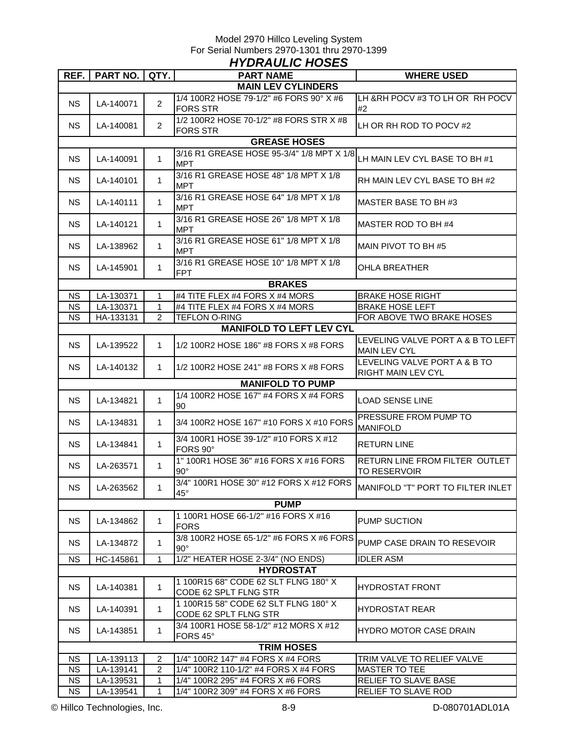Model 2970 Hillco Leveling System
For Serial Numbers 2970-1301 thru 2970-1399

## *HYDRAULIC HOSES*

| REF. | PART NO. | QTY. | PART NAME | WHERE USED |
|---|---|---|---|---|
| | | | **MAIN LEV CYLINDERS** | |
| NS | LA-140071 | 2 | 1/4 100R2 HOSE 79-1/2" #6 FORS 90° X #6 FORS STR | LH &RH POCV #3 TO LH OR RH POCV #2 |
| NS | LA-140081 | 2 | 1/2 100R2 HOSE 70-1/2" #8 FORS STR X #8 FORS STR | LH OR RH ROD TO POCV #2 |
| | | | **GREASE HOSES** | |
| NS | LA-140091 | 1 | 3/16 R1 GREASE HOSE 95-3/4" 1/8 MPT X 1/8 MPT | LH MAIN LEV CYL BASE TO BH #1 |
| NS | LA-140101 | 1 | 3/16 R1 GREASE HOSE 48" 1/8 MPT X 1/8 MPT | RH MAIN LEV CYL BASE TO BH #2 |
| NS | LA-140111 | 1 | 3/16 R1 GREASE HOSE 64" 1/8 MPT X 1/8 MPT | MASTER BASE TO BH #3 |
| NS | LA-140121 | 1 | 3/16 R1 GREASE HOSE 26" 1/8 MPT X 1/8 MPT | MASTER ROD TO BH #4 |
| NS | LA-138962 | 1 | 3/16 R1 GREASE HOSE 61" 1/8 MPT X 1/8 MPT | MAIN PIVOT TO BH #5 |
| NS | LA-145901 | 1 | 3/16 R1 GREASE HOSE 10" 1/8 MPT X 1/8 FPT | OHLA BREATHER |
| | | | **BRAKES** | |
| NS | LA-130371 | 1 | #4 TITE FLEX #4 FORS X #4 MORS | BRAKE HOSE RIGHT |
| NS | LA-130371 | 1 | #4 TITE FLEX #4 FORS X #4 MORS | BRAKE HOSE LEFT |
| NS | HA-133131 | 2 | TEFLON O-RING | FOR ABOVE TWO BRAKE HOSES |
| | | | **MANIFOLD TO LEFT LEV CYL** | |
| NS | LA-139522 | 1 | 1/2 100R2 HOSE 186" #8 FORS X #8 FORS | LEVELING VALVE PORT A & B TO LEFT MAIN LEV CYL |
| NS | LA-140132 | 1 | 1/2 100R2 HOSE 241" #8 FORS X #8 FORS | LEVELING VALVE PORT A & B TO RIGHT MAIN LEV CYL |
| | | | **MANIFOLD TO PUMP** | |
| NS | LA-134821 | 1 | 1/4 100R2 HOSE 167" #4 FORS X #4 FORS 90 | LOAD SENSE LINE |
| NS | LA-134831 | 1 | 3/4 100R2 HOSE 167" #10 FORS X #10 FORS | PRESSURE FROM PUMP TO MANIFOLD |
| NS | LA-134841 | 1 | 3/4 100R1 HOSE 39-1/2" #10 FORS X #12 FORS 90° | RETURN LINE |
| NS | LA-263571 | 1 | 1" 100R1 HOSE 36" #16 FORS X #16 FORS 90° | RETURN LINE FROM FILTER OUTLET TO RESERVOIR |
| NS | LA-263562 | 1 | 3/4" 100R1 HOSE 30" #12 FORS X #12 FORS 45° | MANIFOLD "T" PORT TO FILTER INLET |
| | | | **PUMP** | |
| NS | LA-134862 | 1 | 1 100R1 HOSE 66-1/2" #16 FORS X #16 FORS | PUMP SUCTION |
| NS | LA-134872 | 1 | 3/8 100R2 HOSE 65-1/2" #6 FORS X #6 FORS 90° | PUMP CASE DRAIN TO RESEVOIR |
| NS | HC-145861 | 1 | 1/2" HEATER HOSE 2-3/4" (NO ENDS) | IDLER ASM |
| | | | **HYDROSTAT** | |
| NS | LA-140381 | 1 | 1 100R15 68" CODE 62 SLT FLNG 180° X CODE 62 SPLT FLNG STR | HYDROSTAT FRONT |
| NS | LA-140391 | 1 | 1 100R15 58" CODE 62 SLT FLNG 180° X CODE 62 SPLT FLNG STR | HYDROSTAT REAR |
| NS | LA-143851 | 1 | 3/4 100R1 HOSE 58-1/2" #12 MORS X #12 FORS 45° | HYDRO MOTOR CASE DRAIN |
| | | | **TRIM HOSES** | |
| NS | LA-139113 | 2 | 1/4" 100R2 147" #4 FORS X #4 FORS | TRIM VALVE TO RELIEF VALVE |
| NS | LA-139141 | 2 | 1/4" 100R2 110-1/2" #4 FORS X #4 FORS | MASTER TO TEE |
| NS | LA-139531 | 1 | 1/4" 100R2 295" #4 FORS X #6 FORS | RELIEF TO SLAVE BASE |
| NS | LA-139541 | 1 | 1/4" 100R2 309" #4 FORS X #6 FORS | RELIEF TO SLAVE ROD |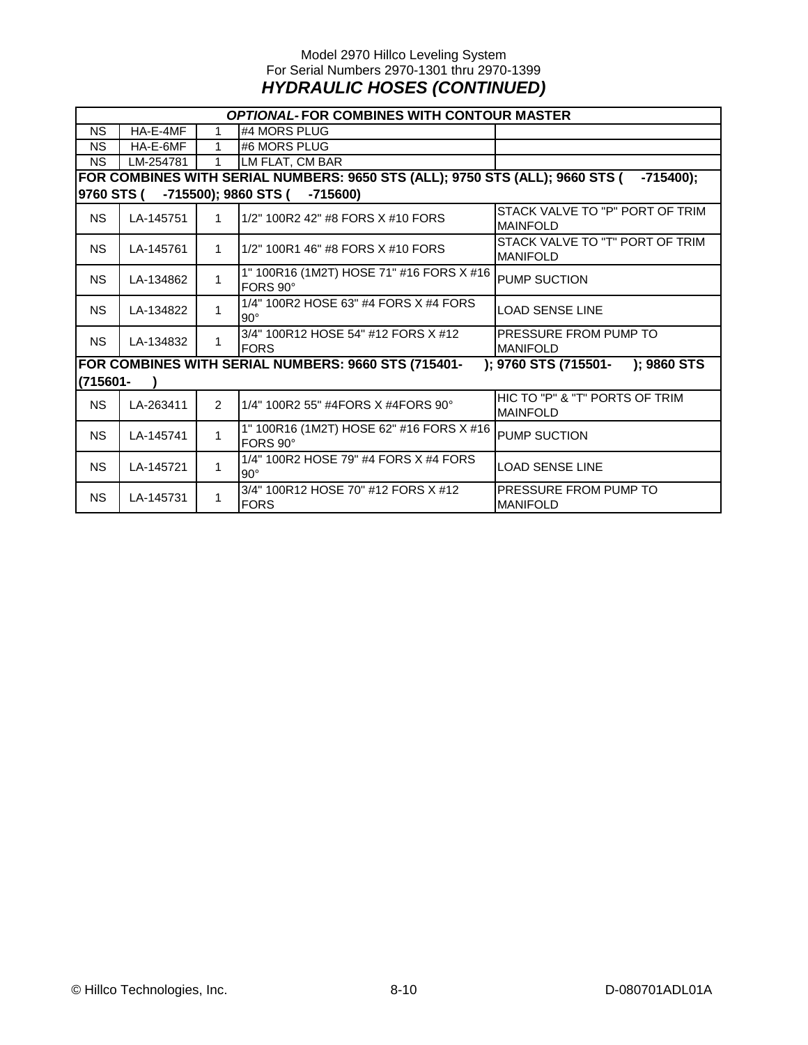Model 2970 Hillco Leveling System
For Serial Numbers 2970-1301 thru 2970-1399

## *HYDRAULIC HOSES (CONTINUED)*

| *OPTIONAL-* FOR COMBINES WITH CONTOUR MASTER | | | | |
|---|---|---|---|---|
| NS | HA-E-4MF | 1 | #4 MORS PLUG | |
| NS | HA-E-6MF | 1 | #6 MORS PLUG | |
| NS | LM-254781 | 1 | LM FLAT, CM BAR | |
| **FOR COMBINES WITH SERIAL NUMBERS: 9650 STS (ALL); 9750 STS (ALL); 9660 STS (    -715400); 9760 STS (    -715500); 9860 STS (    -715600)** | | | | |
| NS | LA-145751 | 1 | 1/2" 100R2 42" #8 FORS X #10 FORS | STACK VALVE TO "P" PORT OF TRIM MAINFOLD |
| NS | LA-145761 | 1 | 1/2" 100R1 46" #8 FORS X #10 FORS | STACK VALVE TO "T" PORT OF TRIM MANIFOLD |
| NS | LA-134862 | 1 | 1" 100R16 (1M2T) HOSE 71" #16 FORS X #16 FORS 90° | PUMP SUCTION |
| NS | LA-134822 | 1 | 1/4" 100R2 HOSE 63" #4 FORS X #4 FORS 90° | LOAD SENSE LINE |
| NS | LA-134832 | 1 | 3/4" 100R12 HOSE 54" #12 FORS X #12 FORS | PRESSURE FROM PUMP TO MANIFOLD |
| **FOR COMBINES WITH SERIAL NUMBERS: 9660 STS (715401-    ); 9760 STS (715501-    ); 9860 STS (715601-    )** | | | | |
| NS | LA-263411 | 2 | 1/4" 100R2 55" #4FORS X #4FORS 90° | HIC TO "P" & "T" PORTS OF TRIM MAINFOLD |
| NS | LA-145741 | 1 | 1" 100R16 (1M2T) HOSE 62" #16 FORS X #16 FORS 90° | PUMP SUCTION |
| NS | LA-145721 | 1 | 1/4" 100R2 HOSE 79" #4 FORS X #4 FORS 90° | LOAD SENSE LINE |
| NS | LA-145731 | 1 | 3/4" 100R12 HOSE 70" #12 FORS X #12 FORS | PRESSURE FROM PUMP TO MANIFOLD |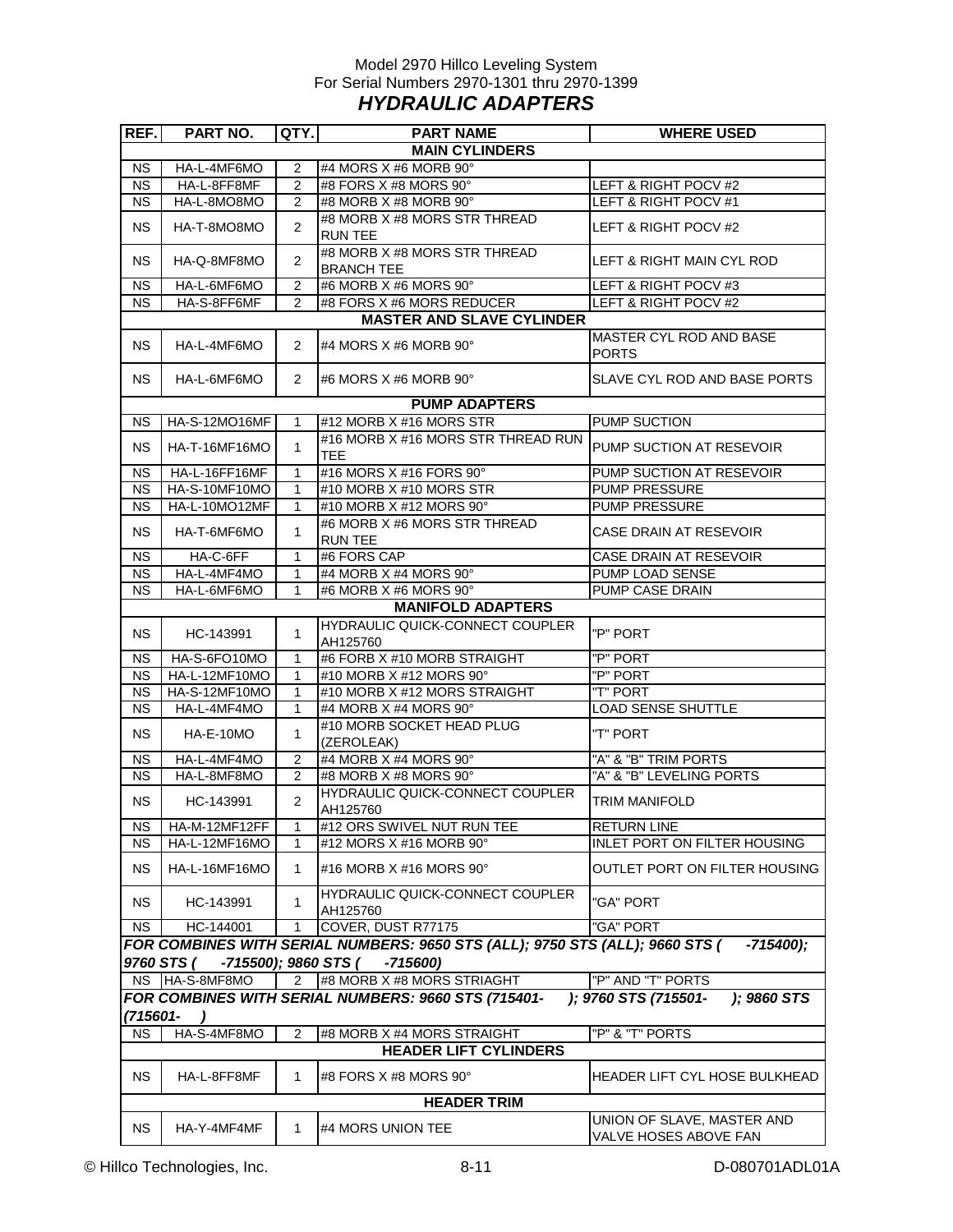Model 2970 Hillco Leveling System
For Serial Numbers 2970-1301 thru 2970-1399

## *HYDRAULIC ADAPTERS*

| REF. | PART NO. | QTY. | PART NAME | WHERE USED |
|---|---|---|---|---|
| **MAIN CYLINDERS** | | | | |
| NS | HA-L-4MF6MO | 2 | #4 MORS X #6 MORB 90° | |
| NS | HA-L-8FF8MF | 2 | #8 FORS X #8 MORS 90° | LEFT & RIGHT POCV #2 |
| NS | HA-L-8MO8MO | 2 | #8 MORB X #8 MORB 90° | LEFT & RIGHT POCV #1 |
| NS | HA-T-8MO8MO | 2 | #8 MORB X #8 MORS STR THREAD RUN TEE | LEFT & RIGHT POCV #2 |
| NS | HA-Q-8MF8MO | 2 | #8 MORB X #8 MORS STR THREAD BRANCH TEE | LEFT & RIGHT MAIN CYL ROD |
| NS | HA-L-6MF6MO | 2 | #6 MORB X #6 MORS 90° | LEFT & RIGHT POCV #3 |
| NS | HA-S-8FF6MF | 2 | #8 FORS X #6 MORS REDUCER | LEFT & RIGHT POCV #2 |
| **MASTER AND SLAVE CYLINDER** | | | | |
| NS | HA-L-4MF6MO | 2 | #4 MORS X #6 MORB 90° | MASTER CYL ROD AND BASE PORTS |
| NS | HA-L-6MF6MO | 2 | #6 MORS X #6 MORB 90° | SLAVE CYL ROD AND BASE PORTS |
| **PUMP ADAPTERS** | | | | |
| NS | HA-S-12MO16MF | 1 | #12 MORB X #16 MORS STR | PUMP SUCTION |
| NS | HA-T-16MF16MO | 1 | #16 MORB X #16 MORS STR THREAD RUN TEE | PUMP SUCTION AT RESEVOIR |
| NS | HA-L-16FF16MF | 1 | #16 MORS X #16 FORS 90° | PUMP SUCTION AT RESEVOIR |
| NS | HA-S-10MF10MO | 1 | #10 MORB X #10 MORS STR | PUMP PRESSURE |
| NS | HA-L-10MO12MF | 1 | #10 MORB X #12 MORS 90° | PUMP PRESSURE |
| NS | HA-T-6MF6MO | 1 | #6 MORB X #6 MORS STR THREAD RUN TEE | CASE DRAIN AT RESEVOIR |
| NS | HA-C-6FF | 1 | #6 FORS CAP | CASE DRAIN AT RESEVOIR |
| NS | HA-L-4MF4MO | 1 | #4 MORB X #4 MORS 90° | PUMP LOAD SENSE |
| NS | HA-L-6MF6MO | 1 | #6 MORB X #6 MORS 90° | PUMP CASE DRAIN |
| **MANIFOLD ADAPTERS** | | | | |
| NS | HC-143991 | 1 | HYDRAULIC QUICK-CONNECT COUPLER AH125760 | "P" PORT |
| NS | HA-S-6FO10MO | 1 | #6 FORB X #10 MORB STRAIGHT | "P" PORT |
| NS | HA-L-12MF10MO | 1 | #10 MORB X #12 MORS 90° | "P" PORT |
| NS | HA-S-12MF10MO | 1 | #10 MORB X #12 MORS STRAIGHT | "T" PORT |
| NS | HA-L-4MF4MO | 1 | #4 MORB X #4 MORS 90° | LOAD SENSE SHUTTLE |
| NS | HA-E-10MO | 1 | #10 MORB SOCKET HEAD PLUG (ZEROLEAK) | "T" PORT |
| NS | HA-L-4MF4MO | 2 | #4 MORB X #4 MORS 90° | "A" & "B" TRIM PORTS |
| NS | HA-L-8MF8MO | 2 | #8 MORB X #8 MORS 90° | "A" & "B" LEVELING PORTS |
| NS | HC-143991 | 2 | HYDRAULIC QUICK-CONNECT COUPLER AH125760 | TRIM MANIFOLD |
| NS | HA-M-12MF12FF | 1 | #12 ORS SWIVEL NUT RUN TEE | RETURN LINE |
| NS | HA-L-12MF16MO | 1 | #12 MORS X #16 MORB 90° | INLET PORT ON FILTER HOUSING |
| NS | HA-L-16MF16MO | 1 | #16 MORB X #16 MORS 90° | OUTLET PORT ON FILTER HOUSING |
| NS | HC-143991 | 1 | HYDRAULIC QUICK-CONNECT COUPLER AH125760 | "GA" PORT |
| NS | HC-144001 | 1 | COVER, DUST R77175 | "GA" PORT |
| ***FOR COMBINES WITH SERIAL NUMBERS: 9650 STS (ALL); 9750 STS (ALL); 9660 STS ( -715400); 9760 STS ( -715500); 9860 STS ( -715600)*** | | | | |
| NS | HA-S-8MF8MO | 2 | #8 MORB X #8 MORS STRIAGHT | "P" AND "T" PORTS |
| ***FOR COMBINES WITH SERIAL NUMBERS: 9660 STS (715401- ); 9760 STS (715501- ); 9860 STS (715601- )*** | | | | |
| NS | HA-S-4MF8MO | 2 | #8 MORB X #4 MORS STRAIGHT | "P" & "T" PORTS |
| **HEADER LIFT CYLINDERS** | | | | |
| NS | HA-L-8FF8MF | 1 | #8 FORS X #8 MORS 90° | HEADER LIFT CYL HOSE BULKHEAD |
| **HEADER TRIM** | | | | |
| NS | HA-Y-4MF4MF | 1 | #4 MORS UNION TEE | UNION OF SLAVE, MASTER AND VALVE HOSES ABOVE FAN |

© Hillco Technologies, Inc. 8-11 D-080701ADL01A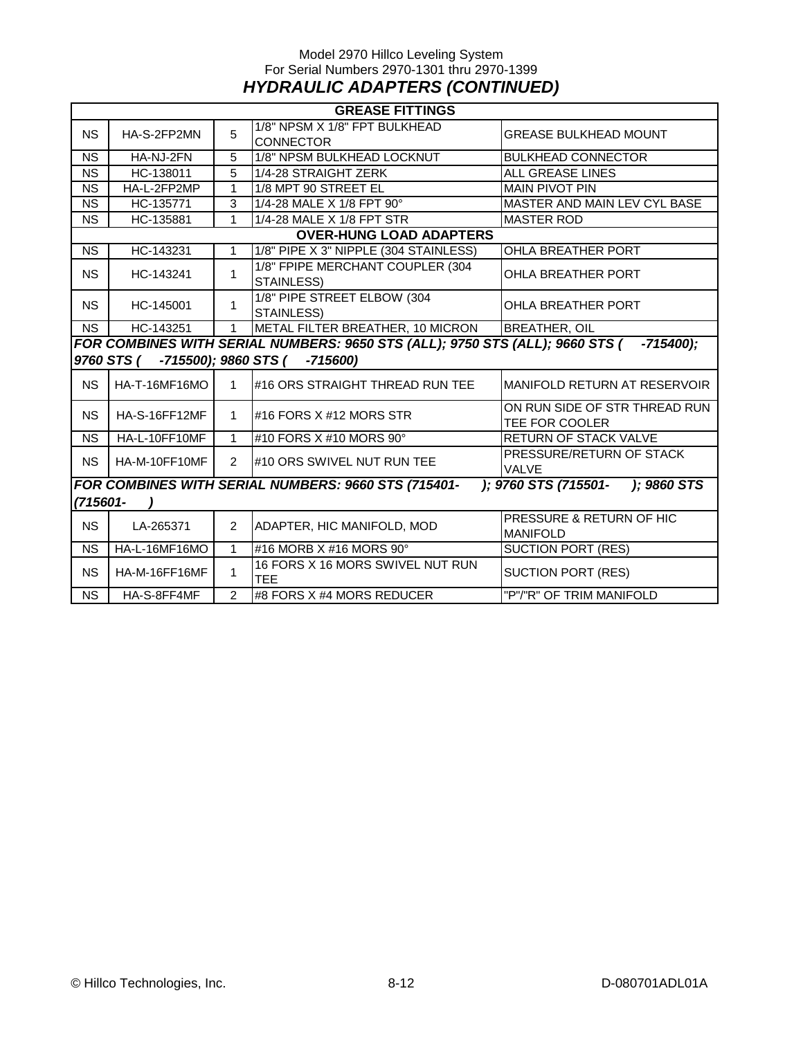Model 2970 Hillco Leveling System
For Serial Numbers 2970-1301 thru 2970-1399

## *HYDRAULIC ADAPTERS (CONTINUED)*

| | | | | |
|---|---|---|---|---|
| **GREASE FITTINGS** | | | | |
| NS | HA-S-2FP2MN | 5 | 1/8" NPSM X 1/8" FPT BULKHEAD CONNECTOR | GREASE BULKHEAD MOUNT |
| NS | HA-NJ-2FN | 5 | 1/8" NPSM BULKHEAD LOCKNUT | BULKHEAD CONNECTOR |
| NS | HC-138011 | 5 | 1/4-28 STRAIGHT ZERK | ALL GREASE LINES |
| NS | HA-L-2FP2MP | 1 | 1/8 MPT 90 STREET EL | MAIN PIVOT PIN |
| NS | HC-135771 | 3 | 1/4-28 MALE X 1/8 FPT 90° | MASTER AND MAIN LEV CYL BASE |
| NS | HC-135881 | 1 | 1/4-28 MALE X 1/8 FPT STR | MASTER ROD |
| **OVER-HUNG LOAD ADAPTERS** | | | | |
| NS | HC-143231 | 1 | 1/8" PIPE X 3" NIPPLE (304 STAINLESS) | OHLA BREATHER PORT |
| NS | HC-143241 | 1 | 1/8" FPIPE MERCHANT COUPLER (304 STAINLESS) | OHLA BREATHER PORT |
| NS | HC-145001 | 1 | 1/8" PIPE STREET ELBOW (304 STAINLESS) | OHLA BREATHER PORT |
| NS | HC-143251 | 1 | METAL FILTER BREATHER, 10 MICRON | BREATHER, OIL |
| ***FOR COMBINES WITH SERIAL NUMBERS: 9650 STS (ALL); 9750 STS (ALL); 9660 STS (     -715400); 9760 STS (     -715500); 9860 STS (     -715600)*** | | | | |
| NS | HA-T-16MF16MO | 1 | #16 ORS STRAIGHT THREAD RUN TEE | MANIFOLD RETURN AT RESERVOIR |
| NS | HA-S-16FF12MF | 1 | #16 FORS X #12 MORS STR | ON RUN SIDE OF STR THREAD RUN TEE FOR COOLER |
| NS | HA-L-10FF10MF | 1 | #10 FORS X #10 MORS 90° | RETURN OF STACK VALVE |
| NS | HA-M-10FF10MF | 2 | #10 ORS SWIVEL NUT RUN TEE | PRESSURE/RETURN OF STACK VALVE |
| ***FOR COMBINES WITH SERIAL NUMBERS: 9660 STS (715401-     ); 9760 STS (715501-     ); 9860 STS (715601-     )*** | | | | |
| NS | LA-265371 | 2 | ADAPTER, HIC MANIFOLD, MOD | PRESSURE & RETURN OF HIC MANIFOLD |
| NS | HA-L-16MF16MO | 1 | #16 MORB X #16 MORS 90° | SUCTION PORT (RES) |
| NS | HA-M-16FF16MF | 1 | 16 FORS X 16 MORS SWIVEL NUT RUN TEE | SUCTION PORT (RES) |
| NS | HA-S-8FF4MF | 2 | #8 FORS X #4 MORS REDUCER | "P"/"R" OF TRIM MANIFOLD |

© Hillco Technologies, Inc. 8-12 D-080701ADL01A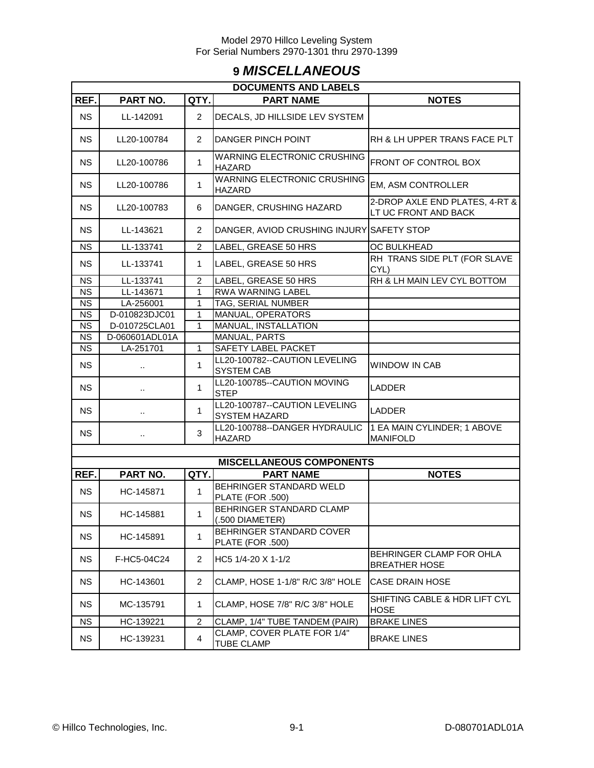# 9 *MISCELLANEOUS*

| DOCUMENTS AND LABELS | | | | |
|---|---|---|---|---|
| **REF.** | **PART NO.** | **QTY.** | **PART NAME** | **NOTES** |
| NS | LL-142091 | 2 | DECALS, JD HILLSIDE LEV SYSTEM | |
| NS | LL20-100784 | 2 | DANGER PINCH POINT | RH & LH UPPER TRANS FACE PLT |
| NS | LL20-100786 | 1 | WARNING ELECTRONIC CRUSHING HAZARD | FRONT OF CONTROL BOX |
| NS | LL20-100786 | 1 | WARNING ELECTRONIC CRUSHING HAZARD | EM, ASM CONTROLLER |
| NS | LL20-100783 | 6 | DANGER, CRUSHING HAZARD | 2-DROP AXLE END PLATES, 4-RT & LT UC FRONT AND BACK |
| NS | LL-143621 | 2 | DANGER, AVIOD CRUSHING INJURY | SAFETY STOP |
| NS | LL-133741 | 2 | LABEL, GREASE 50 HRS | OC BULKHEAD |
| NS | LL-133741 | 1 | LABEL, GREASE 50 HRS | RH TRANS SIDE PLT (FOR SLAVE CYL) |
| NS | LL-133741 | 2 | LABEL, GREASE 50 HRS | RH & LH MAIN LEV CYL BOTTOM |
| NS | LL-143671 | 1 | RWA WARNING LABEL | |
| NS | LA-256001 | 1 | TAG, SERIAL NUMBER | |
| NS | D-010823DJC01 | 1 | MANUAL, OPERATORS | |
| NS | D-010725CLA01 | 1 | MANUAL, INSTALLATION | |
| NS | D-060601ADL01A | | MANUAL, PARTS | |
| NS | LA-251701 | 1 | SAFETY LABEL PACKET | |
| NS | .. | 1 | LL20-100782--CAUTION LEVELING SYSTEM CAB | WINDOW IN CAB |
| NS | .. | 1 | LL20-100785--CAUTION MOVING STEP | LADDER |
| NS | .. | 1 | LL20-100787--CAUTION LEVELING SYSTEM HAZARD | LADDER |
| NS | .. | 3 | LL20-100788--DANGER HYDRAULIC HAZARD | 1 EA MAIN CYLINDER; 1 ABOVE MANIFOLD |

| MISCELLANEOUS COMPONENTS | | | | |
|---|---|---|---|---|
| **REF.** | **PART NO.** | **QTY.** | **PART NAME** | **NOTES** |
| NS | HC-145871 | 1 | BEHRINGER STANDARD WELD PLATE (FOR .500) | |
| NS | HC-145881 | 1 | BEHRINGER STANDARD CLAMP (.500 DIAMETER) | |
| NS | HC-145891 | 1 | BEHRINGER STANDARD COVER PLATE (FOR .500) | |
| NS | F-HC5-04C24 | 2 | HC5 1/4-20 X 1-1/2 | BEHRINGER CLAMP FOR OHLA BREATHER HOSE |
| NS | HC-143601 | 2 | CLAMP, HOSE 1-1/8" R/C 3/8" HOLE | CASE DRAIN HOSE |
| NS | MC-135791 | 1 | CLAMP, HOSE 7/8" R/C 3/8" HOLE | SHIFTING CABLE & HDR LIFT CYL HOSE |
| NS | HC-139221 | 2 | CLAMP, 1/4" TUBE TANDEM (PAIR) | BRAKE LINES |
| NS | HC-139231 | 4 | CLAMP, COVER PLATE FOR 1/4" TUBE CLAMP | BRAKE LINES |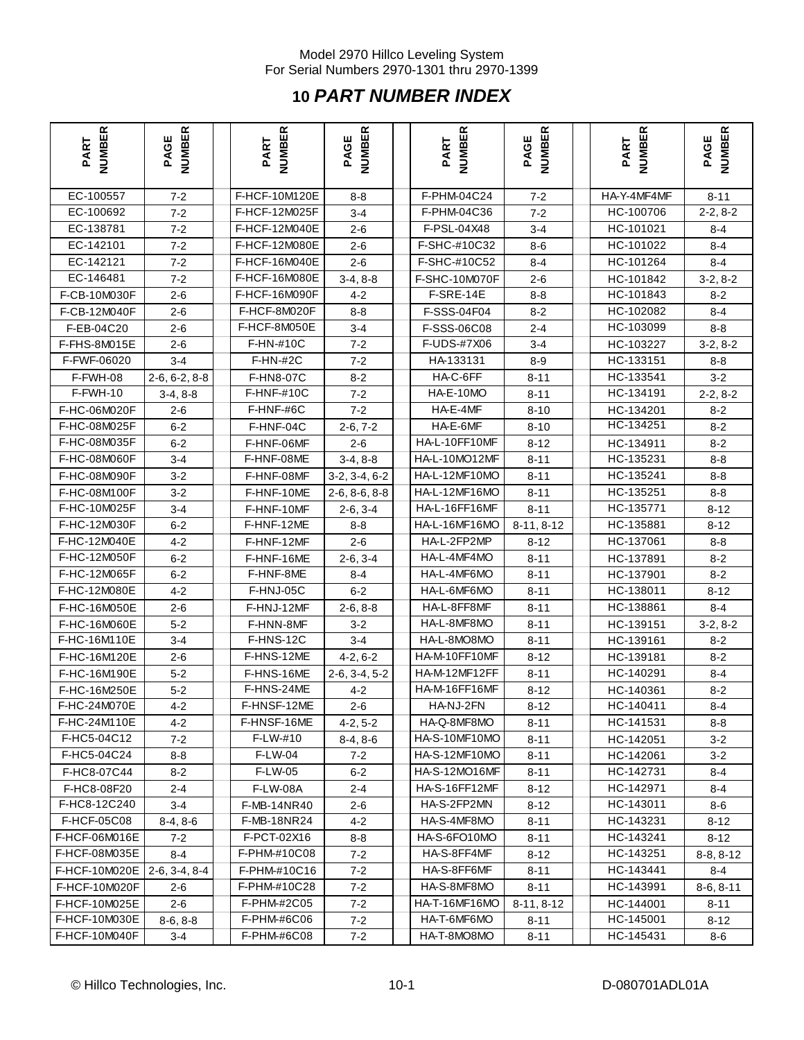# 10 PART NUMBER INDEX

| PART NUMBER | PAGE NUMBER | PART NUMBER | PAGE NUMBER | PART NUMBER | PAGE NUMBER | PART NUMBER | PAGE NUMBER |
|---|---|---|---|---|---|---|---|
| EC-100557 | 7-2 | F-HCF-10M120E | 8-8 | F-PHM-04C24 | 7-2 | HA-Y-4MF4MF | 8-11 |
| EC-100692 | 7-2 | F-HCF-12M025F | 3-4 | F-PHM-04C36 | 7-2 | HC-100706 | 2-2, 8-2 |
| EC-138781 | 7-2 | F-HCF-12M040E | 2-6 | F-PSL-04X48 | 3-4 | HC-101021 | 8-4 |
| EC-142101 | 7-2 | F-HCF-12M080E | 2-6 | F-SHC-#10C32 | 8-6 | HC-101022 | 8-4 |
| EC-142121 | 7-2 | F-HCF-16M040E | 2-6 | F-SHC-#10C52 | 8-4 | HC-101264 | 8-4 |
| EC-146481 | 7-2 | F-HCF-16M080E | 3-4, 8-8 | F-SHC-10M070F | 2-6 | HC-101842 | 3-2, 8-2 |
| F-CB-10M030F | 2-6 | F-HCF-16M090F | 4-2 | F-SRE-14E | 8-8 | HC-101843 | 8-2 |
| F-CB-12M040F | 2-6 | F-HCF-8M020F | 8-8 | F-SSS-04F04 | 8-2 | HC-102082 | 8-4 |
| F-EB-04C20 | 2-6 | F-HCF-8M050E | 3-4 | F-SSS-06C08 | 2-4 | HC-103099 | 8-8 |
| F-FHS-8M015E | 2-6 | F-HN-#10C | 7-2 | F-UDS-#7X06 | 3-4 | HC-103227 | 3-2, 8-2 |
| F-FWF-06020 | 3-4 | F-HN-#2C | 7-2 | HA-133131 | 8-9 | HC-133151 | 8-8 |
| F-FWH-08 | 2-6, 6-2, 8-8 | F-HN8-07C | 8-2 | HA-C-6FF | 8-11 | HC-133541 | 3-2 |
| F-FWH-10 | 3-4, 8-8 | F-HNF-#10C | 7-2 | HA-E-10MO | 8-11 | HC-134191 | 2-2, 8-2 |
| F-HC-06M020F | 2-6 | F-HNF-#6C | 7-2 | HA-E-4MF | 8-10 | HC-134201 | 8-2 |
| F-HC-08M025F | 6-2 | F-HNF-04C | 2-6, 7-2 | HA-E-6MF | 8-10 | HC-134251 | 8-2 |
| F-HC-08M035F | 6-2 | F-HNF-06MF | 2-6 | HA-L-10FF10MF | 8-12 | HC-134911 | 8-2 |
| F-HC-08M060F | 3-4 | F-HNF-08ME | 3-4, 8-8 | HA-L-10MO12MF | 8-11 | HC-135231 | 8-8 |
| F-HC-08M090F | 3-2 | F-HNF-08MF | 3-2, 3-4, 6-2 | HA-L-12MF10MO | 8-11 | HC-135241 | 8-8 |
| F-HC-08M100F | 3-2 | F-HNF-10ME | 2-6, 8-6, 8-8 | HA-L-12MF16MO | 8-11 | HC-135251 | 8-8 |
| F-HC-10M025F | 3-4 | F-HNF-10MF | 2-6, 3-4 | HA-L-16FF16MF | 8-11 | HC-135771 | 8-12 |
| F-HC-12M030F | 6-2 | F-HNF-12ME | 8-8 | HA-L-16MF16MO | 8-11, 8-12 | HC-135881 | 8-12 |
| F-HC-12M040E | 4-2 | F-HNF-12MF | 2-6 | HA-L-2FP2MP | 8-12 | HC-137061 | 8-8 |
| F-HC-12M050F | 6-2 | F-HNF-16ME | 2-6, 3-4 | HA-L-4MF4MO | 8-11 | HC-137891 | 8-2 |
| F-HC-12M065F | 6-2 | F-HNF-8ME | 8-4 | HA-L-4MF6MO | 8-11 | HC-137901 | 8-2 |
| F-HC-12M080E | 4-2 | F-HNJ-05C | 6-2 | HA-L-6MF6MO | 8-11 | HC-138011 | 8-12 |
| F-HC-16M050E | 2-6 | F-HNJ-12MF | 2-6, 8-8 | HA-L-8FF8MF | 8-11 | HC-138861 | 8-4 |
| F-HC-16M060E | 5-2 | F-HNN-8MF | 3-2 | HA-L-8MF8MO | 8-11 | HC-139151 | 3-2, 8-2 |
| F-HC-16M110E | 3-4 | F-HNS-12C | 3-4 | HA-L-8MO8MO | 8-11 | HC-139161 | 8-2 |
| F-HC-16M120E | 2-6 | F-HNS-12ME | 4-2, 6-2 | HA-M-10FF10MF | 8-12 | HC-139181 | 8-2 |
| F-HC-16M190E | 5-2 | F-HNS-16ME | 2-6, 3-4, 5-2 | HA-M-12MF12FF | 8-11 | HC-140291 | 8-4 |
| F-HC-16M250E | 5-2 | F-HNS-24ME | 4-2 | HA-M-16FF16MF | 8-12 | HC-140361 | 8-2 |
| F-HC-24M070E | 4-2 | F-HNSF-12ME | 2-6 | HA-NJ-2FN | 8-12 | HC-140411 | 8-4 |
| F-HC-24M110E | 4-2 | F-HNSF-16ME | 4-2, 5-2 | HA-Q-8MF8MO | 8-11 | HC-141531 | 8-8 |
| F-HC5-04C12 | 7-2 | F-LW-#10 | 8-4, 8-6 | HA-S-10MF10MO | 8-11 | HC-142051 | 3-2 |
| F-HC5-04C24 | 8-8 | F-LW-04 | 7-2 | HA-S-12MF10MO | 8-11 | HC-142061 | 3-2 |
| F-HC8-07C44 | 8-2 | F-LW-05 | 6-2 | HA-S-12MO16MF | 8-11 | HC-142731 | 8-4 |
| F-HC8-08F20 | 2-4 | F-LW-08A | 2-4 | HA-S-16FF12MF | 8-12 | HC-142971 | 8-4 |
| F-HC8-12C240 | 3-4 | F-MB-14NR40 | 2-6 | HA-S-2FP2MN | 8-12 | HC-143011 | 8-6 |
| F-HCF-05C08 | 8-4, 8-6 | F-MB-18NR24 | 4-2 | HA-S-4MF8MO | 8-11 | HC-143231 | 8-12 |
| F-HCF-06M016E | 7-2 | F-PCT-02X16 | 8-8 | HA-S-6FO10MO | 8-11 | HC-143241 | 8-12 |
| F-HCF-08M035E | 8-4 | F-PHM-#10C08 | 7-2 | HA-S-8FF4MF | 8-12 | HC-143251 | 8-8, 8-12 |
| F-HCF-10M020E | 2-6, 3-4, 8-4 | F-PHM-#10C16 | 7-2 | HA-S-8FF6MF | 8-11 | HC-143441 | 8-4 |
| F-HCF-10M020F | 2-6 | F-PHM-#10C28 | 7-2 | HA-S-8MF8MO | 8-11 | HC-143991 | 8-6, 8-11 |
| F-HCF-10M025E | 2-6 | F-PHM-#2C05 | 7-2 | HA-T-16MF16MO | 8-11, 8-12 | HC-144001 | 8-11 |
| F-HCF-10M030E | 8-6, 8-8 | F-PHM-#6C06 | 7-2 | HA-T-6MF6MO | 8-11 | HC-145001 | 8-12 |
| F-HCF-10M040F | 3-4 | F-PHM-#6C08 | 7-2 | HA-T-8MO8MO | 8-11 | HC-145431 | 8-6 |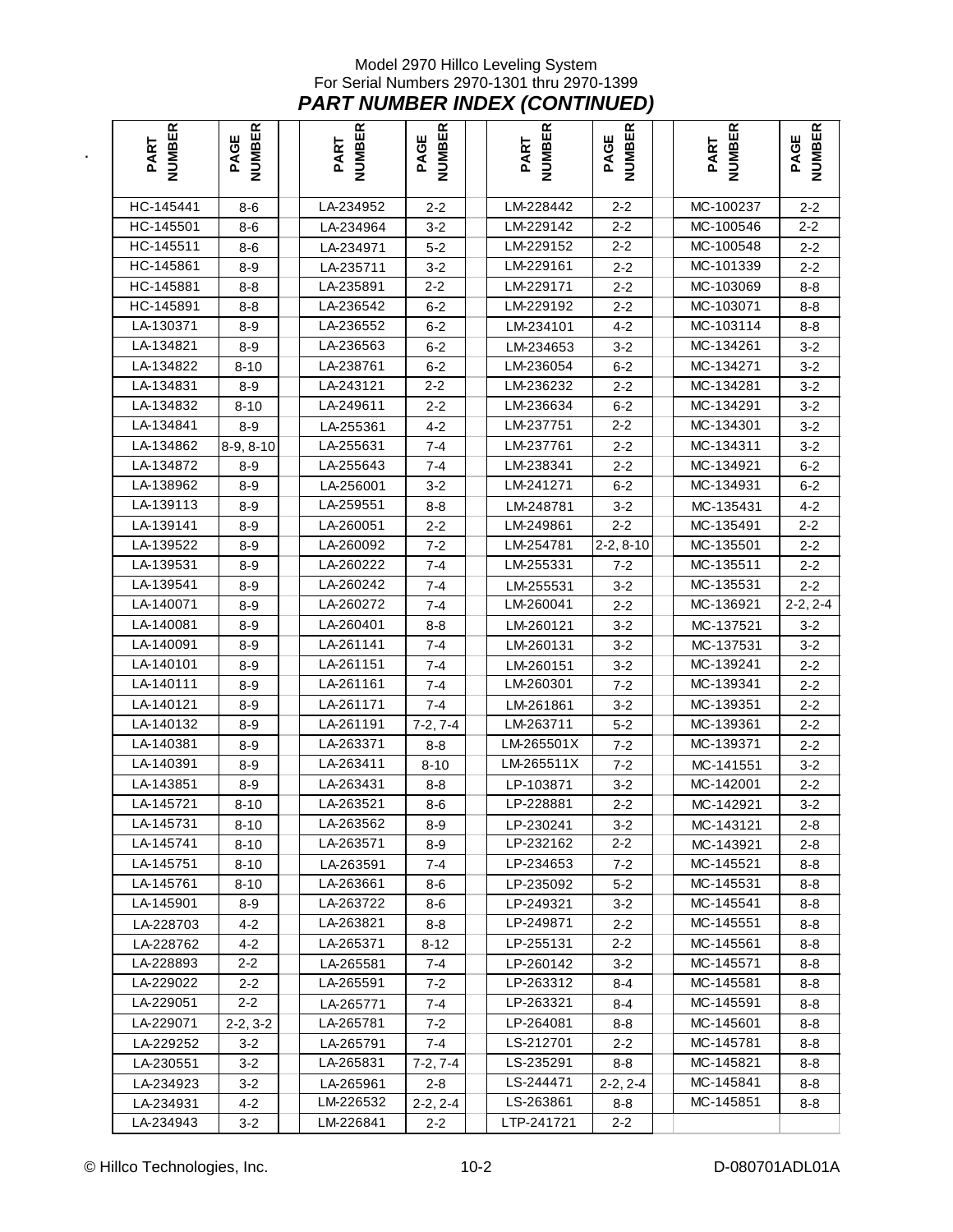Model 2970 Hillco Leveling System
For Serial Numbers 2970-1301 thru 2970-1399

## *PART NUMBER INDEX (CONTINUED)*

| PART NUMBER | PAGE NUMBER | PART NUMBER | PAGE NUMBER | PART NUMBER | PAGE NUMBER | PART NUMBER | PAGE NUMBER |
|---|---|---|---|---|---|---|---|
| HC-145441 | 8-6 | LA-234952 | 2-2 | LM-228442 | 2-2 | MC-100237 | 2-2 |
| HC-145501 | 8-6 | LA-234964 | 3-2 | LM-229142 | 2-2 | MC-100546 | 2-2 |
| HC-145511 | 8-6 | LA-234971 | 5-2 | LM-229152 | 2-2 | MC-100548 | 2-2 |
| HC-145861 | 8-9 | LA-235711 | 3-2 | LM-229161 | 2-2 | MC-101339 | 2-2 |
| HC-145881 | 8-8 | LA-235891 | 2-2 | LM-229171 | 2-2 | MC-103069 | 8-8 |
| HC-145891 | 8-8 | LA-236542 | 6-2 | LM-229192 | 2-2 | MC-103071 | 8-8 |
| LA-130371 | 8-9 | LA-236552 | 6-2 | LM-234101 | 4-2 | MC-103114 | 8-8 |
| LA-134821 | 8-9 | LA-236563 | 6-2 | LM-234653 | 3-2 | MC-134261 | 3-2 |
| LA-134822 | 8-10 | LA-238761 | 6-2 | LM-236054 | 6-2 | MC-134271 | 3-2 |
| LA-134831 | 8-9 | LA-243121 | 2-2 | LM-236232 | 2-2 | MC-134281 | 3-2 |
| LA-134832 | 8-10 | LA-249611 | 2-2 | LM-236634 | 6-2 | MC-134291 | 3-2 |
| LA-134841 | 8-9 | LA-255361 | 4-2 | LM-237751 | 2-2 | MC-134301 | 3-2 |
| LA-134862 | 8-9, 8-10 | LA-255631 | 7-4 | LM-237761 | 2-2 | MC-134311 | 3-2 |
| LA-134872 | 8-9 | LA-255643 | 7-4 | LM-238341 | 2-2 | MC-134921 | 6-2 |
| LA-138962 | 8-9 | LA-256001 | 3-2 | LM-241271 | 6-2 | MC-134931 | 6-2 |
| LA-139113 | 8-9 | LA-259551 | 8-8 | LM-248781 | 3-2 | MC-135431 | 4-2 |
| LA-139141 | 8-9 | LA-260051 | 2-2 | LM-249861 | 2-2 | MC-135491 | 2-2 |
| LA-139522 | 8-9 | LA-260092 | 7-2 | LM-254781 | 2-2, 8-10 | MC-135501 | 2-2 |
| LA-139531 | 8-9 | LA-260222 | 7-4 | LM-255331 | 7-2 | MC-135511 | 2-2 |
| LA-139541 | 8-9 | LA-260242 | 7-4 | LM-255531 | 3-2 | MC-135531 | 2-2 |
| LA-140071 | 8-9 | LA-260272 | 7-4 | LM-260041 | 2-2 | MC-136921 | 2-2, 2-4 |
| LA-140081 | 8-9 | LA-260401 | 8-8 | LM-260121 | 3-2 | MC-137521 | 3-2 |
| LA-140091 | 8-9 | LA-261141 | 7-4 | LM-260131 | 3-2 | MC-137531 | 3-2 |
| LA-140101 | 8-9 | LA-261151 | 7-4 | LM-260151 | 3-2 | MC-139241 | 2-2 |
| LA-140111 | 8-9 | LA-261161 | 7-4 | LM-260301 | 7-2 | MC-139341 | 2-2 |
| LA-140121 | 8-9 | LA-261171 | 7-4 | LM-261861 | 3-2 | MC-139351 | 2-2 |
| LA-140132 | 8-9 | LA-261191 | 7-2, 7-4 | LM-263711 | 5-2 | MC-139361 | 2-2 |
| LA-140381 | 8-9 | LA-263371 | 8-8 | LM-265501X | 7-2 | MC-139371 | 2-2 |
| LA-140391 | 8-9 | LA-263411 | 8-10 | LM-265511X | 7-2 | MC-141551 | 3-2 |
| LA-143851 | 8-9 | LA-263431 | 8-8 | LP-103871 | 3-2 | MC-142001 | 2-2 |
| LA-145721 | 8-10 | LA-263521 | 8-6 | LP-228881 | 2-2 | MC-142921 | 3-2 |
| LA-145731 | 8-10 | LA-263562 | 8-9 | LP-230241 | 3-2 | MC-143121 | 2-8 |
| LA-145741 | 8-10 | LA-263571 | 8-9 | LP-232162 | 2-2 | MC-143921 | 2-8 |
| LA-145751 | 8-10 | LA-263591 | 7-4 | LP-234653 | 7-2 | MC-145521 | 8-8 |
| LA-145761 | 8-10 | LA-263661 | 8-6 | LP-235092 | 5-2 | MC-145531 | 8-8 |
| LA-145901 | 8-9 | LA-263722 | 8-6 | LP-249321 | 3-2 | MC-145541 | 8-8 |
| LA-228703 | 4-2 | LA-263821 | 8-8 | LP-249871 | 2-2 | MC-145551 | 8-8 |
| LA-228762 | 4-2 | LA-265371 | 8-12 | LP-255131 | 2-2 | MC-145561 | 8-8 |
| LA-228893 | 2-2 | LA-265581 | 7-4 | LP-260142 | 3-2 | MC-145571 | 8-8 |
| LA-229022 | 2-2 | LA-265591 | 7-2 | LP-263312 | 8-4 | MC-145581 | 8-8 |
| LA-229051 | 2-2 | LA-265771 | 7-4 | LP-263321 | 8-4 | MC-145591 | 8-8 |
| LA-229071 | 2-2, 3-2 | LA-265781 | 7-2 | LP-264081 | 8-8 | MC-145601 | 8-8 |
| LA-229252 | 3-2 | LA-265791 | 7-4 | LS-212701 | 2-2 | MC-145781 | 8-8 |
| LA-230551 | 3-2 | LA-265831 | 7-2, 7-4 | LS-235291 | 8-8 | MC-145821 | 8-8 |
| LA-234923 | 3-2 | LA-265961 | 2-8 | LS-244471 | 2-2, 2-4 | MC-145841 | 8-8 |
| LA-234931 | 4-2 | LM-226532 | 2-2, 2-4 | LS-263861 | 8-8 | MC-145851 | 8-8 |
| LA-234943 | 3-2 | LM-226841 | 2-2 | LTP-241721 | 2-2 | | |

© Hillco Technologies, Inc. D-080701ADL01A